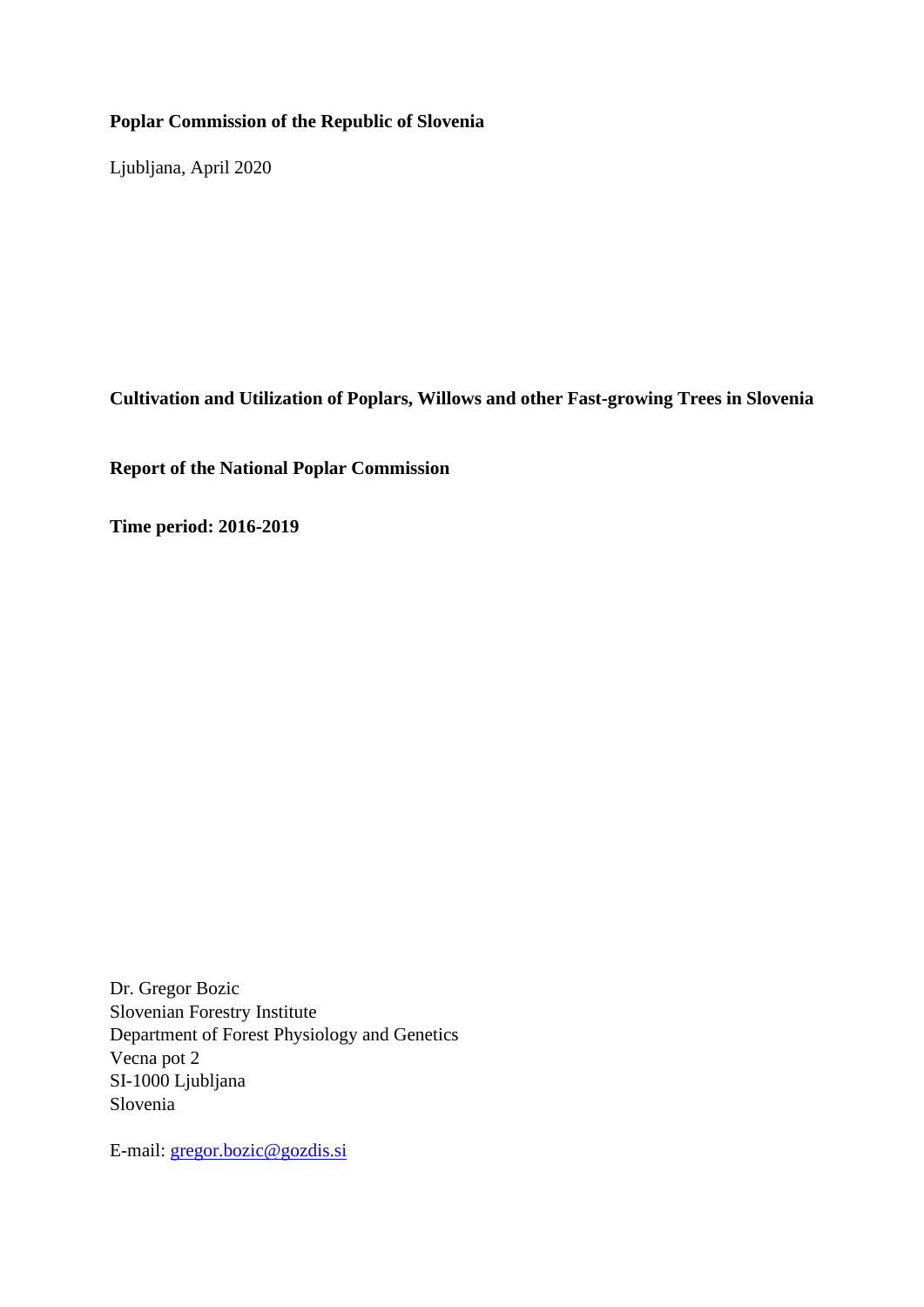**Poplar Commission of the Republic of Slovenia**

Ljubljana, April 2020

# Cultivation and Utilization of Poplars, Willows and other Fast-growing Trees in Slovenia

**Report of the National Poplar Commission**

**Time period: 2016-2019**

Dr. Gregor Bozic
Slovenian Forestry Institute
Department of Forest Physiology and Genetics
Vecna pot 2
SI-1000 Ljubljana
Slovenia

E-mail: gregor.bozic@gozdis.si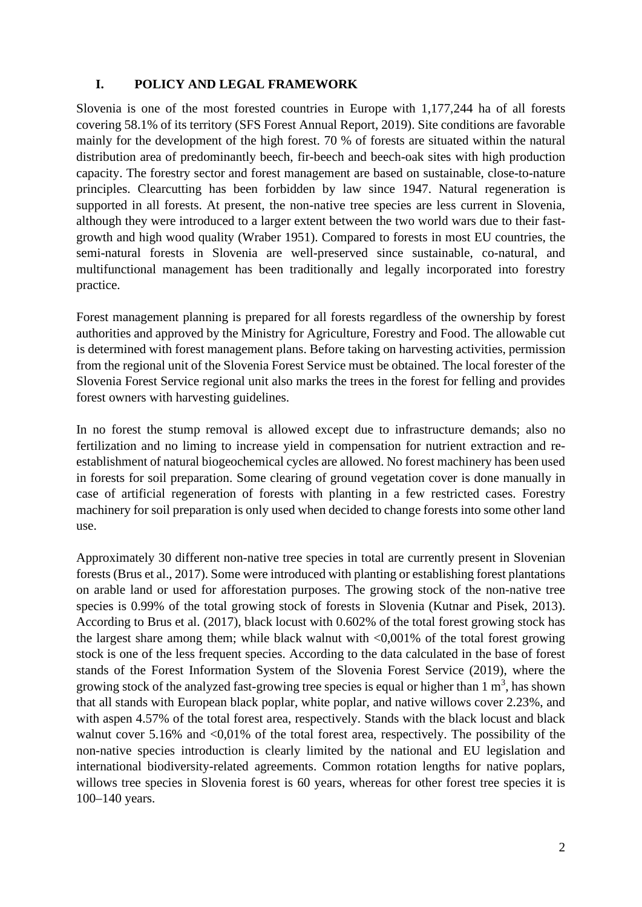## I. POLICY AND LEGAL FRAMEWORK

Slovenia is one of the most forested countries in Europe with 1,177,244 ha of all forests covering 58.1% of its territory (SFS Forest Annual Report, 2019). Site conditions are favorable mainly for the development of the high forest. 70 % of forests are situated within the natural distribution area of predominantly beech, fir-beech and beech-oak sites with high production capacity. The forestry sector and forest management are based on sustainable, close-to-nature principles. Clearcutting has been forbidden by law since 1947. Natural regeneration is supported in all forests. At present, the non-native tree species are less current in Slovenia, although they were introduced to a larger extent between the two world wars due to their fast-growth and high wood quality (Wraber 1951). Compared to forests in most EU countries, the semi-natural forests in Slovenia are well-preserved since sustainable, co-natural, and multifunctional management has been traditionally and legally incorporated into forestry practice.

Forest management planning is prepared for all forests regardless of the ownership by forest authorities and approved by the Ministry for Agriculture, Forestry and Food. The allowable cut is determined with forest management plans. Before taking on harvesting activities, permission from the regional unit of the Slovenia Forest Service must be obtained. The local forester of the Slovenia Forest Service regional unit also marks the trees in the forest for felling and provides forest owners with harvesting guidelines.

In no forest the stump removal is allowed except due to infrastructure demands; also no fertilization and no liming to increase yield in compensation for nutrient extraction and re-establishment of natural biogeochemical cycles are allowed. No forest machinery has been used in forests for soil preparation. Some clearing of ground vegetation cover is done manually in case of artificial regeneration of forests with planting in a few restricted cases. Forestry machinery for soil preparation is only used when decided to change forests into some other land use.

Approximately 30 different non-native tree species in total are currently present in Slovenian forests (Brus et al., 2017). Some were introduced with planting or establishing forest plantations on arable land or used for afforestation purposes. The growing stock of the non-native tree species is 0.99% of the total growing stock of forests in Slovenia (Kutnar and Pisek, 2013). According to Brus et al. (2017), black locust with 0.602% of the total forest growing stock has the largest share among them; while black walnut with <0,001% of the total forest growing stock is one of the less frequent species. According to the data calculated in the base of forest stands of the Forest Information System of the Slovenia Forest Service (2019), where the growing stock of the analyzed fast-growing tree species is equal or higher than 1 $m^3$, has shown that all stands with European black poplar, white poplar, and native willows cover 2.23%, and with aspen 4.57% of the total forest area, respectively. Stands with the black locust and black walnut cover 5.16% and <0,01% of the total forest area, respectively. The possibility of the non-native species introduction is clearly limited by the national and EU legislation and international biodiversity-related agreements. Common rotation lengths for native poplars, willows tree species in Slovenia forest is 60 years, whereas for other forest tree species it is 100–140 years.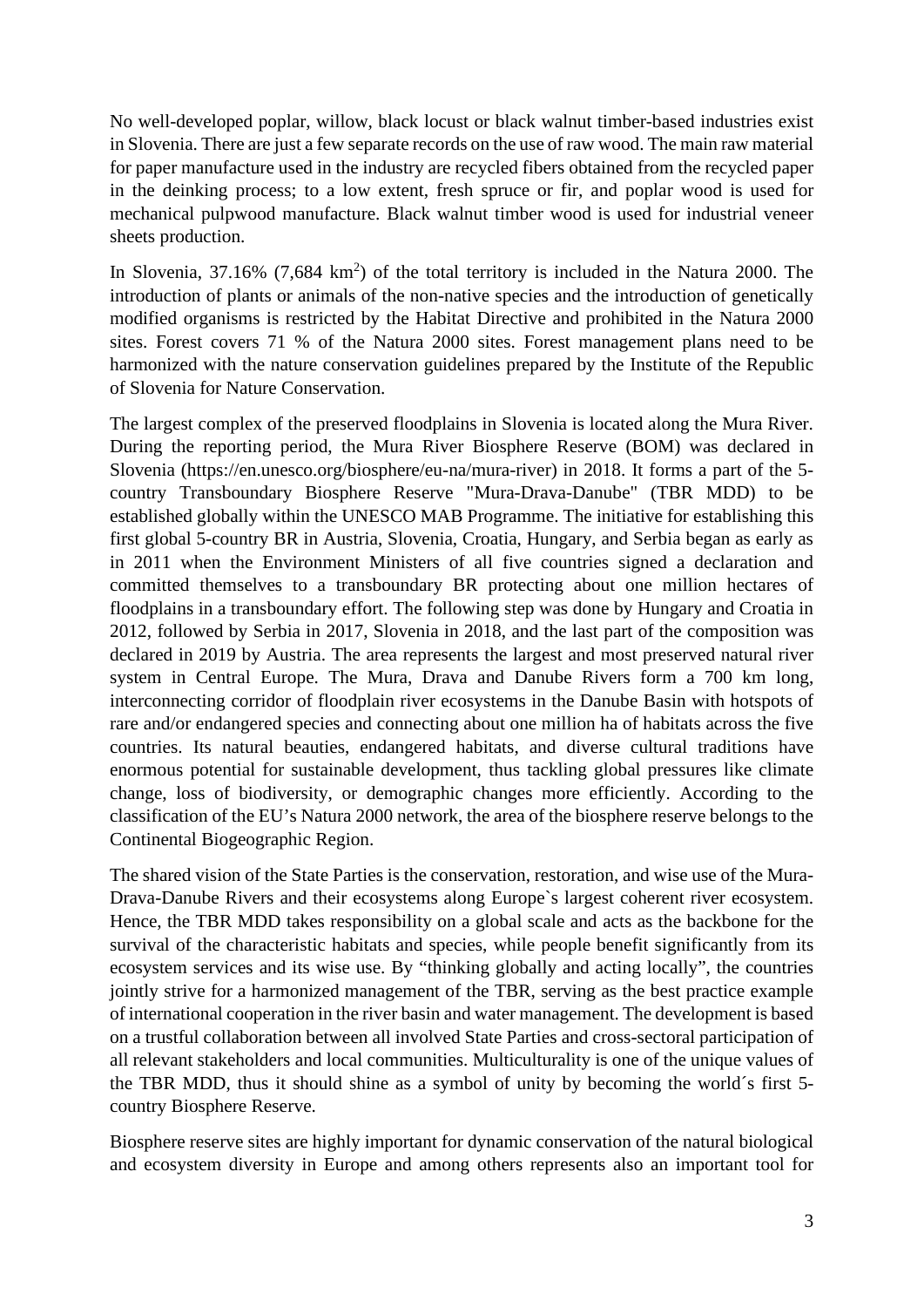No well-developed poplar, willow, black locust or black walnut timber-based industries exist in Slovenia. There are just a few separate records on the use of raw wood. The main raw material for paper manufacture used in the industry are recycled fibers obtained from the recycled paper in the deinking process; to a low extent, fresh spruce or fir, and poplar wood is used for mechanical pulpwood manufacture. Black walnut timber wood is used for industrial veneer sheets production.

In Slovenia, 37.16% (7,684 km$^2$) of the total territory is included in the Natura 2000. The introduction of plants or animals of the non-native species and the introduction of genetically modified organisms is restricted by the Habitat Directive and prohibited in the Natura 2000 sites. Forest covers 71 % of the Natura 2000 sites. Forest management plans need to be harmonized with the nature conservation guidelines prepared by the Institute of the Republic of Slovenia for Nature Conservation.

The largest complex of the preserved floodplains in Slovenia is located along the Mura River. During the reporting period, the Mura River Biosphere Reserve (BOM) was declared in Slovenia (https://en.unesco.org/biosphere/eu-na/mura-river) in 2018. It forms a part of the 5-country Transboundary Biosphere Reserve "Mura-Drava-Danube" (TBR MDD) to be established globally within the UNESCO MAB Programme. The initiative for establishing this first global 5-country BR in Austria, Slovenia, Croatia, Hungary, and Serbia began as early as in 2011 when the Environment Ministers of all five countries signed a declaration and committed themselves to a transboundary BR protecting about one million hectares of floodplains in a transboundary effort. The following step was done by Hungary and Croatia in 2012, followed by Serbia in 2017, Slovenia in 2018, and the last part of the composition was declared in 2019 by Austria. The area represents the largest and most preserved natural river system in Central Europe. The Mura, Drava and Danube Rivers form a 700 km long, interconnecting corridor of floodplain river ecosystems in the Danube Basin with hotspots of rare and/or endangered species and connecting about one million ha of habitats across the five countries. Its natural beauties, endangered habitats, and diverse cultural traditions have enormous potential for sustainable development, thus tackling global pressures like climate change, loss of biodiversity, or demographic changes more efficiently. According to the classification of the EU's Natura 2000 network, the area of the biosphere reserve belongs to the Continental Biogeographic Region.

The shared vision of the State Parties is the conservation, restoration, and wise use of the Mura-Drava-Danube Rivers and their ecosystems along Europe`s largest coherent river ecosystem. Hence, the TBR MDD takes responsibility on a global scale and acts as the backbone for the survival of the characteristic habitats and species, while people benefit significantly from its ecosystem services and its wise use. By "thinking globally and acting locally", the countries jointly strive for a harmonized management of the TBR, serving as the best practice example of international cooperation in the river basin and water management. The development is based on a trustful collaboration between all involved State Parties and cross-sectoral participation of all relevant stakeholders and local communities. Multiculturality is one of the unique values of the TBR MDD, thus it should shine as a symbol of unity by becoming the world´s first 5-country Biosphere Reserve.

Biosphere reserve sites are highly important for dynamic conservation of the natural biological and ecosystem diversity in Europe and among others represents also an important tool for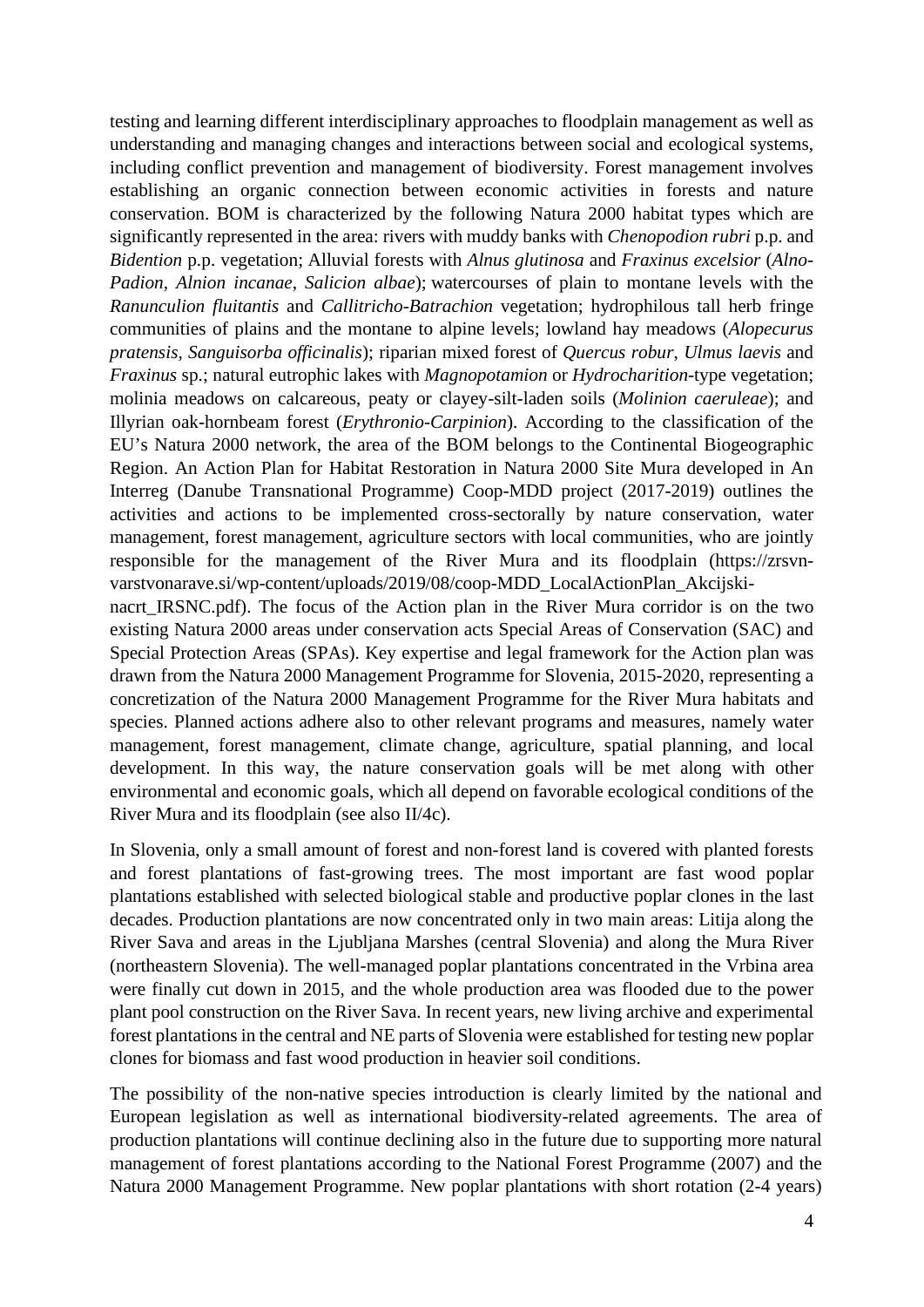testing and learning different interdisciplinary approaches to floodplain management as well as understanding and managing changes and interactions between social and ecological systems, including conflict prevention and management of biodiversity. Forest management involves establishing an organic connection between economic activities in forests and nature conservation. BOM is characterized by the following Natura 2000 habitat types which are significantly represented in the area: rivers with muddy banks with *Chenopodion rubri* p.p. and *Bidention* p.p. vegetation; Alluvial forests with *Alnus glutinosa* and *Fraxinus excelsior* (*Alno-Padion*, *Alnion incanae*, *Salicion albae*); watercourses of plain to montane levels with the *Ranunculion fluitantis* and *Callitricho-Batrachion* vegetation; hydrophilous tall herb fringe communities of plains and the montane to alpine levels; lowland hay meadows (*Alopecurus pratensis*, *Sanguisorba officinalis*); riparian mixed forest of *Quercus robur*, *Ulmus laevis* and *Fraxinus* sp.; natural eutrophic lakes with *Magnopotamion* or *Hydrocharition*-type vegetation; molinia meadows on calcareous, peaty or clayey-silt-laden soils (*Molinion caeruleae*); and Illyrian oak-hornbeam forest (*Erythronio-Carpinion*). According to the classification of the EU's Natura 2000 network, the area of the BOM belongs to the Continental Biogeographic Region. An Action Plan for Habitat Restoration in Natura 2000 Site Mura developed in An Interreg (Danube Transnational Programme) Coop-MDD project (2017-2019) outlines the activities and actions to be implemented cross-sectorally by nature conservation, water management, forest management, agriculture sectors with local communities, who are jointly responsible for the management of the River Mura and its floodplain (https://zrsvn-varstvonarave.si/wp-content/uploads/2019/08/coop-MDD_LocalActionPlan_Akcijski-nacrt_IRSNC.pdf). The focus of the Action plan in the River Mura corridor is on the two existing Natura 2000 areas under conservation acts Special Areas of Conservation (SAC) and Special Protection Areas (SPAs). Key expertise and legal framework for the Action plan was drawn from the Natura 2000 Management Programme for Slovenia, 2015-2020, representing a concretization of the Natura 2000 Management Programme for the River Mura habitats and species. Planned actions adhere also to other relevant programs and measures, namely water management, forest management, climate change, agriculture, spatial planning, and local development. In this way, the nature conservation goals will be met along with other environmental and economic goals, which all depend on favorable ecological conditions of the River Mura and its floodplain (see also II/4c).

In Slovenia, only a small amount of forest and non-forest land is covered with planted forests and forest plantations of fast-growing trees. The most important are fast wood poplar plantations established with selected biological stable and productive poplar clones in the last decades. Production plantations are now concentrated only in two main areas: Litija along the River Sava and areas in the Ljubljana Marshes (central Slovenia) and along the Mura River (northeastern Slovenia). The well-managed poplar plantations concentrated in the Vrbina area were finally cut down in 2015, and the whole production area was flooded due to the power plant pool construction on the River Sava. In recent years, new living archive and experimental forest plantations in the central and NE parts of Slovenia were established for testing new poplar clones for biomass and fast wood production in heavier soil conditions.

The possibility of the non-native species introduction is clearly limited by the national and European legislation as well as international biodiversity-related agreements. The area of production plantations will continue declining also in the future due to supporting more natural management of forest plantations according to the National Forest Programme (2007) and the Natura 2000 Management Programme. New poplar plantations with short rotation (2-4 years)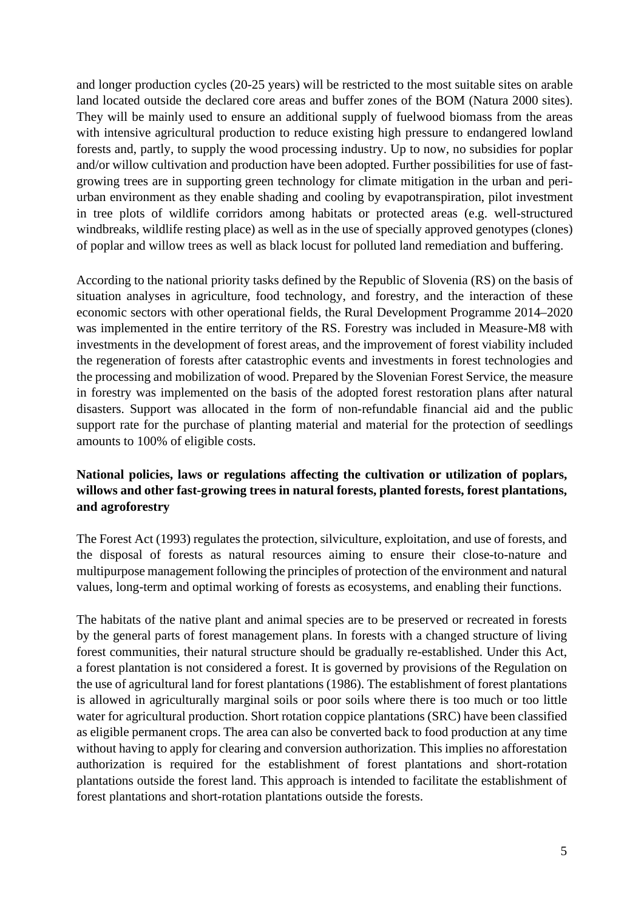and longer production cycles (20-25 years) will be restricted to the most suitable sites on arable land located outside the declared core areas and buffer zones of the BOM (Natura 2000 sites). They will be mainly used to ensure an additional supply of fuelwood biomass from the areas with intensive agricultural production to reduce existing high pressure to endangered lowland forests and, partly, to supply the wood processing industry. Up to now, no subsidies for poplar and/or willow cultivation and production have been adopted. Further possibilities for use of fast-growing trees are in supporting green technology for climate mitigation in the urban and peri-urban environment as they enable shading and cooling by evapotranspiration, pilot investment in tree plots of wildlife corridors among habitats or protected areas (e.g. well-structured windbreaks, wildlife resting place) as well as in the use of specially approved genotypes (clones) of poplar and willow trees as well as black locust for polluted land remediation and buffering.

According to the national priority tasks defined by the Republic of Slovenia (RS) on the basis of situation analyses in agriculture, food technology, and forestry, and the interaction of these economic sectors with other operational fields, the Rural Development Programme 2014–2020 was implemented in the entire territory of the RS. Forestry was included in Measure-M8 with investments in the development of forest areas, and the improvement of forest viability included the regeneration of forests after catastrophic events and investments in forest technologies and the processing and mobilization of wood. Prepared by the Slovenian Forest Service, the measure in forestry was implemented on the basis of the adopted forest restoration plans after natural disasters. Support was allocated in the form of non-refundable financial aid and the public support rate for the purchase of planting material and material for the protection of seedlings amounts to 100% of eligible costs.

**National policies, laws or regulations affecting the cultivation or utilization of poplars, willows and other fast-growing trees in natural forests, planted forests, forest plantations, and agroforestry**

The Forest Act (1993) regulates the protection, silviculture, exploitation, and use of forests, and the disposal of forests as natural resources aiming to ensure their close-to-nature and multipurpose management following the principles of protection of the environment and natural values, long-term and optimal working of forests as ecosystems, and enabling their functions.

The habitats of the native plant and animal species are to be preserved or recreated in forests by the general parts of forest management plans. In forests with a changed structure of living forest communities, their natural structure should be gradually re-established. Under this Act, a forest plantation is not considered a forest. It is governed by provisions of the Regulation on the use of agricultural land for forest plantations (1986). The establishment of forest plantations is allowed in agriculturally marginal soils or poor soils where there is too much or too little water for agricultural production. Short rotation coppice plantations (SRC) have been classified as eligible permanent crops. The area can also be converted back to food production at any time without having to apply for clearing and conversion authorization. This implies no afforestation authorization is required for the establishment of forest plantations and short-rotation plantations outside the forest land. This approach is intended to facilitate the establishment of forest plantations and short-rotation plantations outside the forests.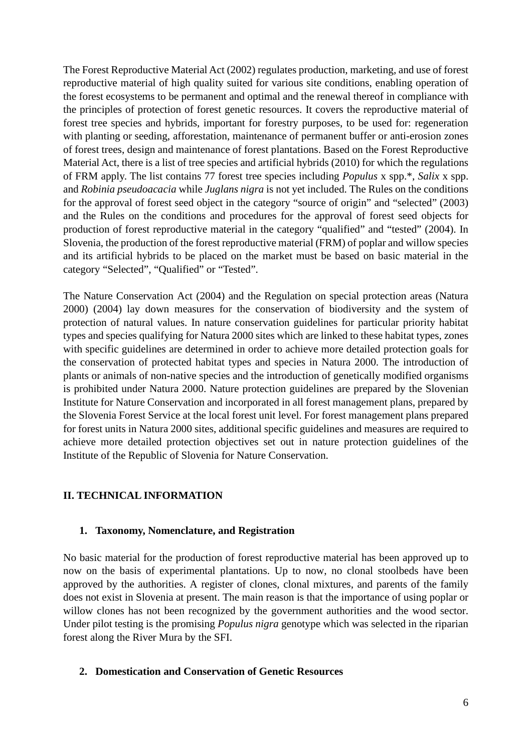The Forest Reproductive Material Act (2002) regulates production, marketing, and use of forest reproductive material of high quality suited for various site conditions, enabling operation of the forest ecosystems to be permanent and optimal and the renewal thereof in compliance with the principles of protection of forest genetic resources. It covers the reproductive material of forest tree species and hybrids, important for forestry purposes, to be used for: regeneration with planting or seeding, afforestation, maintenance of permanent buffer or anti-erosion zones of forest trees, design and maintenance of forest plantations. Based on the Forest Reproductive Material Act, there is a list of tree species and artificial hybrids (2010) for which the regulations of FRM apply. The list contains 77 forest tree species including *Populus* x spp.*, *Salix* x spp. and *Robinia pseudoacacia* while *Juglans nigra* is not yet included. The Rules on the conditions for the approval of forest seed object in the category "source of origin" and "selected" (2003) and the Rules on the conditions and procedures for the approval of forest seed objects for production of forest reproductive material in the category "qualified" and "tested" (2004). In Slovenia, the production of the forest reproductive material (FRM) of poplar and willow species and its artificial hybrids to be placed on the market must be based on basic material in the category "Selected", "Qualified" or "Tested".

The Nature Conservation Act (2004) and the Regulation on special protection areas (Natura 2000) (2004) lay down measures for the conservation of biodiversity and the system of protection of natural values. In nature conservation guidelines for particular priority habitat types and species qualifying for Natura 2000 sites which are linked to these habitat types, zones with specific guidelines are determined in order to achieve more detailed protection goals for the conservation of protected habitat types and species in Natura 2000. The introduction of plants or animals of non-native species and the introduction of genetically modified organisms is prohibited under Natura 2000. Nature protection guidelines are prepared by the Slovenian Institute for Nature Conservation and incorporated in all forest management plans, prepared by the Slovenia Forest Service at the local forest unit level. For forest management plans prepared for forest units in Natura 2000 sites, additional specific guidelines and measures are required to achieve more detailed protection objectives set out in nature protection guidelines of the Institute of the Republic of Slovenia for Nature Conservation.

## II. TECHNICAL INFORMATION

### 1. Taxonomy, Nomenclature, and Registration

No basic material for the production of forest reproductive material has been approved up to now on the basis of experimental plantations. Up to now, no clonal stoolbeds have been approved by the authorities. A register of clones, clonal mixtures, and parents of the family does not exist in Slovenia at present. The main reason is that the importance of using poplar or willow clones has not been recognized by the government authorities and the wood sector. Under pilot testing is the promising *Populus nigra* genotype which was selected in the riparian forest along the River Mura by the SFI.

### 2. Domestication and Conservation of Genetic Resources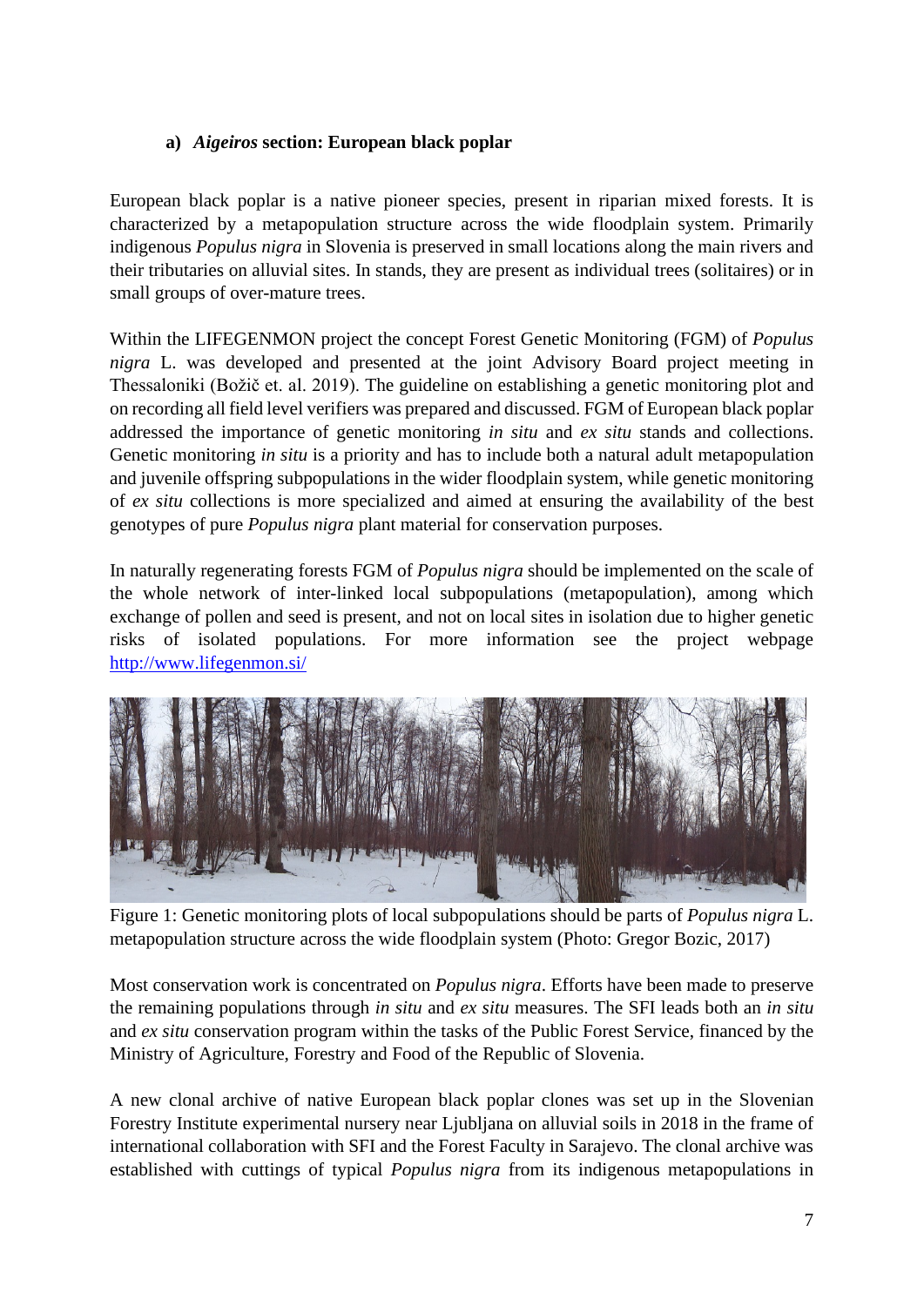### a) *Aigeiros* section: European black poplar

European black poplar is a native pioneer species, present in riparian mixed forests. It is characterized by a metapopulation structure across the wide floodplain system. Primarily indigenous *Populus nigra* in Slovenia is preserved in small locations along the main rivers and their tributaries on alluvial sites. In stands, they are present as individual trees (solitaires) or in small groups of over-mature trees.

Within the LIFEGENMON project the concept Forest Genetic Monitoring (FGM) of *Populus nigra* L. was developed and presented at the joint Advisory Board project meeting in Thessaloniki (Božič et. al. 2019). The guideline on establishing a genetic monitoring plot and on recording all field level verifiers was prepared and discussed. FGM of European black poplar addressed the importance of genetic monitoring *in situ* and *ex situ* stands and collections. Genetic monitoring *in situ* is a priority and has to include both a natural adult metapopulation and juvenile offspring subpopulations in the wider floodplain system, while genetic monitoring of *ex situ* collections is more specialized and aimed at ensuring the availability of the best genotypes of pure *Populus nigra* plant material for conservation purposes.

In naturally regenerating forests FGM of *Populus nigra* should be implemented on the scale of the whole network of inter-linked local subpopulations (metapopulation), among which exchange of pollen and seed is present, and not on local sites in isolation due to higher genetic risks of isolated populations. For more information see the project webpage http://www.lifegenmon.si/

Figure 1: Genetic monitoring plots of local subpopulations should be parts of *Populus nigra* L. metapopulation structure across the wide floodplain system (Photo: Gregor Bozic, 2017)

Most conservation work is concentrated on *Populus nigra*. Efforts have been made to preserve the remaining populations through *in situ* and *ex situ* measures. The SFI leads both an *in situ* and *ex situ* conservation program within the tasks of the Public Forest Service, financed by the Ministry of Agriculture, Forestry and Food of the Republic of Slovenia.

A new clonal archive of native European black poplar clones was set up in the Slovenian Forestry Institute experimental nursery near Ljubljana on alluvial soils in 2018 in the frame of international collaboration with SFI and the Forest Faculty in Sarajevo. The clonal archive was established with cuttings of typical *Populus nigra* from its indigenous metapopulations in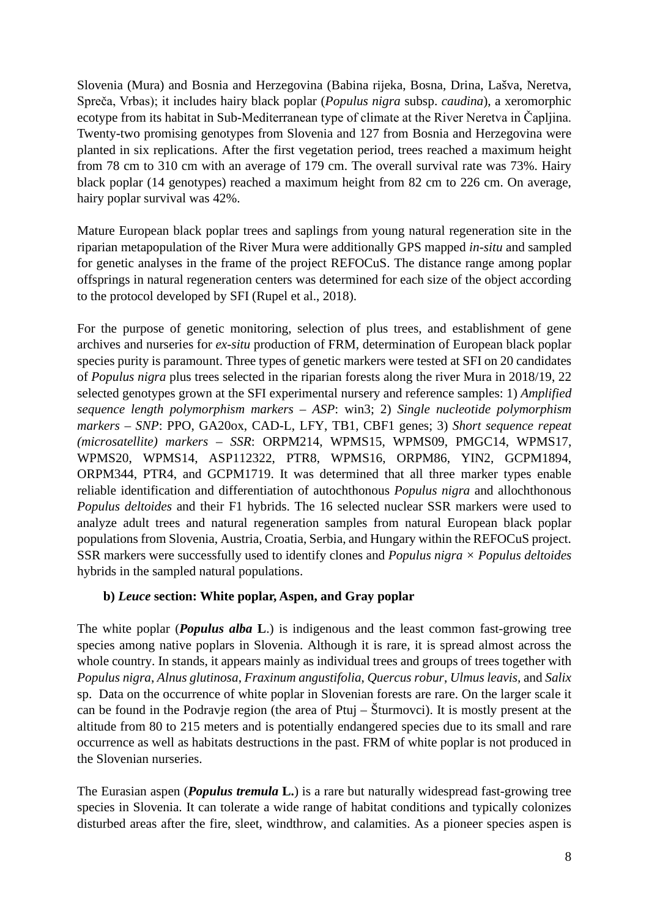Slovenia (Mura) and Bosnia and Herzegovina (Babina rijeka, Bosna, Drina, Lašva, Neretva, Spreča, Vrbas); it includes hairy black poplar (*Populus nigra* subsp. *caudina*), a xeromorphic ecotype from its habitat in Sub-Mediterranean type of climate at the River Neretva in Čapljina. Twenty-two promising genotypes from Slovenia and 127 from Bosnia and Herzegovina were planted in six replications. After the first vegetation period, trees reached a maximum height from 78 cm to 310 cm with an average of 179 cm. The overall survival rate was 73%. Hairy black poplar (14 genotypes) reached a maximum height from 82 cm to 226 cm. On average, hairy poplar survival was 42%.

Mature European black poplar trees and saplings from young natural regeneration site in the riparian metapopulation of the River Mura were additionally GPS mapped *in-situ* and sampled for genetic analyses in the frame of the project REFOCuS. The distance range among poplar offsprings in natural regeneration centers was determined for each size of the object according to the protocol developed by SFI (Rupel et al., 2018).

For the purpose of genetic monitoring, selection of plus trees, and establishment of gene archives and nurseries for *ex-situ* production of FRM, determination of European black poplar species purity is paramount. Three types of genetic markers were tested at SFI on 20 candidates of *Populus nigra* plus trees selected in the riparian forests along the river Mura in 2018/19, 22 selected genotypes grown at the SFI experimental nursery and reference samples: 1) *Amplified sequence length polymorphism markers – ASP*: win3; 2) *Single nucleotide polymorphism markers – SNP*: PPO, GA20ox, CAD-L, LFY, TB1, CBF1 genes; 3) *Short sequence repeat (microsatellite) markers – SSR*: ORPM214, WPMS15, WPMS09, PMGC14, WPMS17, WPMS20, WPMS14, ASP112322, PTR8, WPMS16, ORPM86, YIN2, GCPM1894, ORPM344, PTR4, and GCPM1719. It was determined that all three marker types enable reliable identification and differentiation of autochthonous *Populus nigra* and allochthonous *Populus deltoides* and their F1 hybrids. The 16 selected nuclear SSR markers were used to analyze adult trees and natural regeneration samples from natural European black poplar populations from Slovenia, Austria, Croatia, Serbia, and Hungary within the REFOCuS project. SSR markers were successfully used to identify clones and *Populus nigra* × *Populus deltoides* hybrids in the sampled natural populations.

**b) *Leuce* section: White poplar, Aspen, and Gray poplar**

The white poplar (***Populus alba* L.**) is indigenous and the least common fast-growing tree species among native poplars in Slovenia. Although it is rare, it is spread almost across the whole country. In stands, it appears mainly as individual trees and groups of trees together with *Populus nigra*, *Alnus glutinosa*, *Fraxinum angustifolia*, *Quercus robur*, *Ulmus leavis*, and *Salix* sp. Data on the occurrence of white poplar in Slovenian forests are rare. On the larger scale it can be found in the Podravje region (the area of Ptuj – Šturmovci). It is mostly present at the altitude from 80 to 215 meters and is potentially endangered species due to its small and rare occurrence as well as habitats destructions in the past. FRM of white poplar is not produced in the Slovenian nurseries.

The Eurasian aspen (***Populus tremula* L.**) is a rare but naturally widespread fast-growing tree species in Slovenia. It can tolerate a wide range of habitat conditions and typically colonizes disturbed areas after the fire, sleet, windthrow, and calamities. As a pioneer species aspen is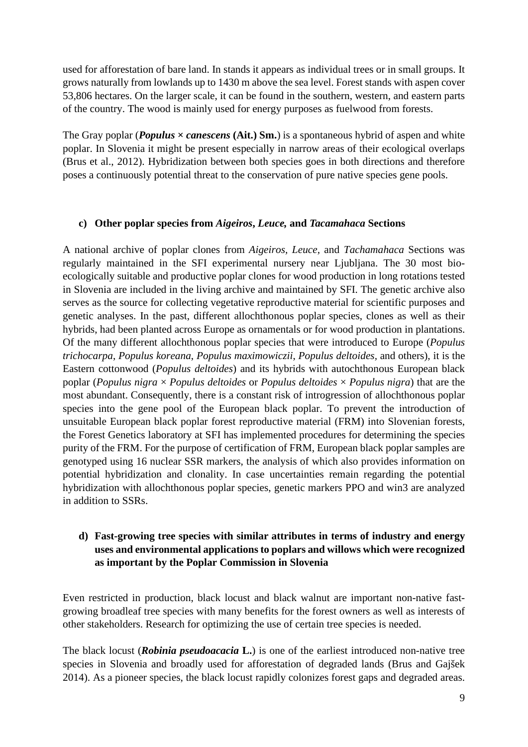used for afforestation of bare land. In stands it appears as individual trees or in small groups. It grows naturally from lowlands up to 1430 m above the sea level. Forest stands with aspen cover 53,806 hectares. On the larger scale, it can be found in the southern, western, and eastern parts of the country. The wood is mainly used for energy purposes as fuelwood from forests.

The Gray poplar (***Populus × canescens* (Ait.) Sm.**) is a spontaneous hybrid of aspen and white poplar. In Slovenia it might be present especially in narrow areas of their ecological overlaps (Brus et al., 2012). Hybridization between both species goes in both directions and therefore poses a continuously potential threat to the conservation of pure native species gene pools.

#### c) Other poplar species from *Aigeiros*, *Leuce,* and *Tacamahaca* Sections

A national archive of poplar clones from *Aigeiros, Leuce,* and *Tachamahaca* Sections was regularly maintained in the SFI experimental nursery near Ljubljana. The 30 most bio-ecologically suitable and productive poplar clones for wood production in long rotations tested in Slovenia are included in the living archive and maintained by SFI. The genetic archive also serves as the source for collecting vegetative reproductive material for scientific purposes and genetic analyses. In the past, different allochthonous poplar species, clones as well as their hybrids, had been planted across Europe as ornamentals or for wood production in plantations. Of the many different allochthonous poplar species that were introduced to Europe (*Populus trichocarpa*, *Populus koreana*, *Populus maximowiczii*, *Populus deltoides*, and others), it is the Eastern cottonwood (*Populus deltoides*) and its hybrids with autochthonous European black poplar (*Populus nigra* × *Populus deltoides* or *Populus deltoides* × *Populus nigra*) that are the most abundant. Consequently, there is a constant risk of introgression of allochthonous poplar species into the gene pool of the European black poplar. To prevent the introduction of unsuitable European black poplar forest reproductive material (FRM) into Slovenian forests, the Forest Genetics laboratory at SFI has implemented procedures for determining the species purity of the FRM. For the purpose of certification of FRM, European black poplar samples are genotyped using 16 nuclear SSR markers, the analysis of which also provides information on potential hybridization and clonality. In case uncertainties remain regarding the potential hybridization with allochthonous poplar species, genetic markers PPO and win3 are analyzed in addition to SSRs.

#### d) Fast-growing tree species with similar attributes in terms of industry and energy uses and environmental applications to poplars and willows which were recognized as important by the Poplar Commission in Slovenia

Even restricted in production, black locust and black walnut are important non-native fast-growing broadleaf tree species with many benefits for the forest owners as well as interests of other stakeholders. Research for optimizing the use of certain tree species is needed.

The black locust (***Robinia pseudoacacia* L.**) is one of the earliest introduced non-native tree species in Slovenia and broadly used for afforestation of degraded lands (Brus and Gajšek 2014). As a pioneer species, the black locust rapidly colonizes forest gaps and degraded areas.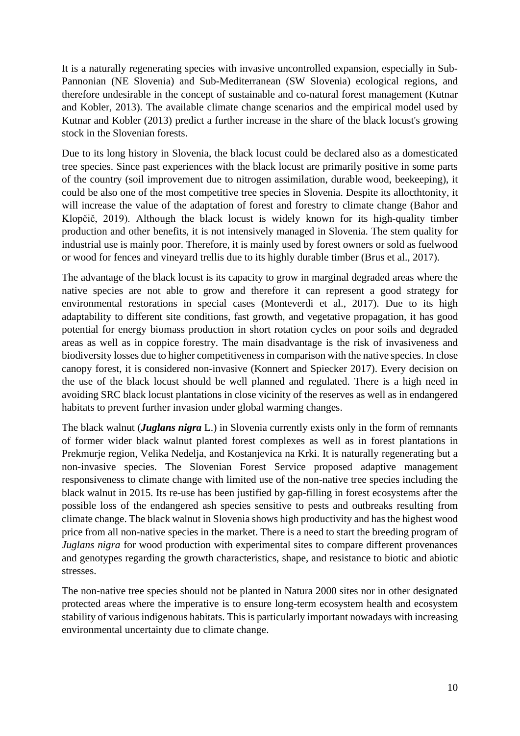It is a naturally regenerating species with invasive uncontrolled expansion, especially in Sub-Pannonian (NE Slovenia) and Sub-Mediterranean (SW Slovenia) ecological regions, and therefore undesirable in the concept of sustainable and co-natural forest management (Kutnar and Kobler, 2013). The available climate change scenarios and the empirical model used by Kutnar and Kobler (2013) predict a further increase in the share of the black locust's growing stock in the Slovenian forests.

Due to its long history in Slovenia, the black locust could be declared also as a domesticated tree species. Since past experiences with the black locust are primarily positive in some parts of the country (soil improvement due to nitrogen assimilation, durable wood, beekeeping), it could be also one of the most competitive tree species in Slovenia. Despite its allocthtonity, it will increase the value of the adaptation of forest and forestry to climate change (Bahor and Klopčič, 2019). Although the black locust is widely known for its high-quality timber production and other benefits, it is not intensively managed in Slovenia. The stem quality for industrial use is mainly poor. Therefore, it is mainly used by forest owners or sold as fuelwood or wood for fences and vineyard trellis due to its highly durable timber (Brus et al., 2017).

The advantage of the black locust is its capacity to grow in marginal degraded areas where the native species are not able to grow and therefore it can represent a good strategy for environmental restorations in special cases (Monteverdi et al., 2017). Due to its high adaptability to different site conditions, fast growth, and vegetative propagation, it has good potential for energy biomass production in short rotation cycles on poor soils and degraded areas as well as in coppice forestry. The main disadvantage is the risk of invasiveness and biodiversity losses due to higher competitiveness in comparison with the native species. In close canopy forest, it is considered non-invasive (Konnert and Spiecker 2017). Every decision on the use of the black locust should be well planned and regulated. There is a high need in avoiding SRC black locust plantations in close vicinity of the reserves as well as in endangered habitats to prevent further invasion under global warming changes.

The black walnut (***Juglans nigra*** L.) in Slovenia currently exists only in the form of remnants of former wider black walnut planted forest complexes as well as in forest plantations in Prekmurje region, Velika Nedelja, and Kostanjevica na Krki. It is naturally regenerating but a non-invasive species. The Slovenian Forest Service proposed adaptive management responsiveness to climate change with limited use of the non-native tree species including the black walnut in 2015. Its re-use has been justified by gap-filling in forest ecosystems after the possible loss of the endangered ash species sensitive to pests and outbreaks resulting from climate change. The black walnut in Slovenia shows high productivity and has the highest wood price from all non-native species in the market. There is a need to start the breeding program of *Juglans nigra* for wood production with experimental sites to compare different provenances and genotypes regarding the growth characteristics, shape, and resistance to biotic and abiotic stresses.

The non-native tree species should not be planted in Natura 2000 sites nor in other designated protected areas where the imperative is to ensure long-term ecosystem health and ecosystem stability of various indigenous habitats. This is particularly important nowadays with increasing environmental uncertainty due to climate change.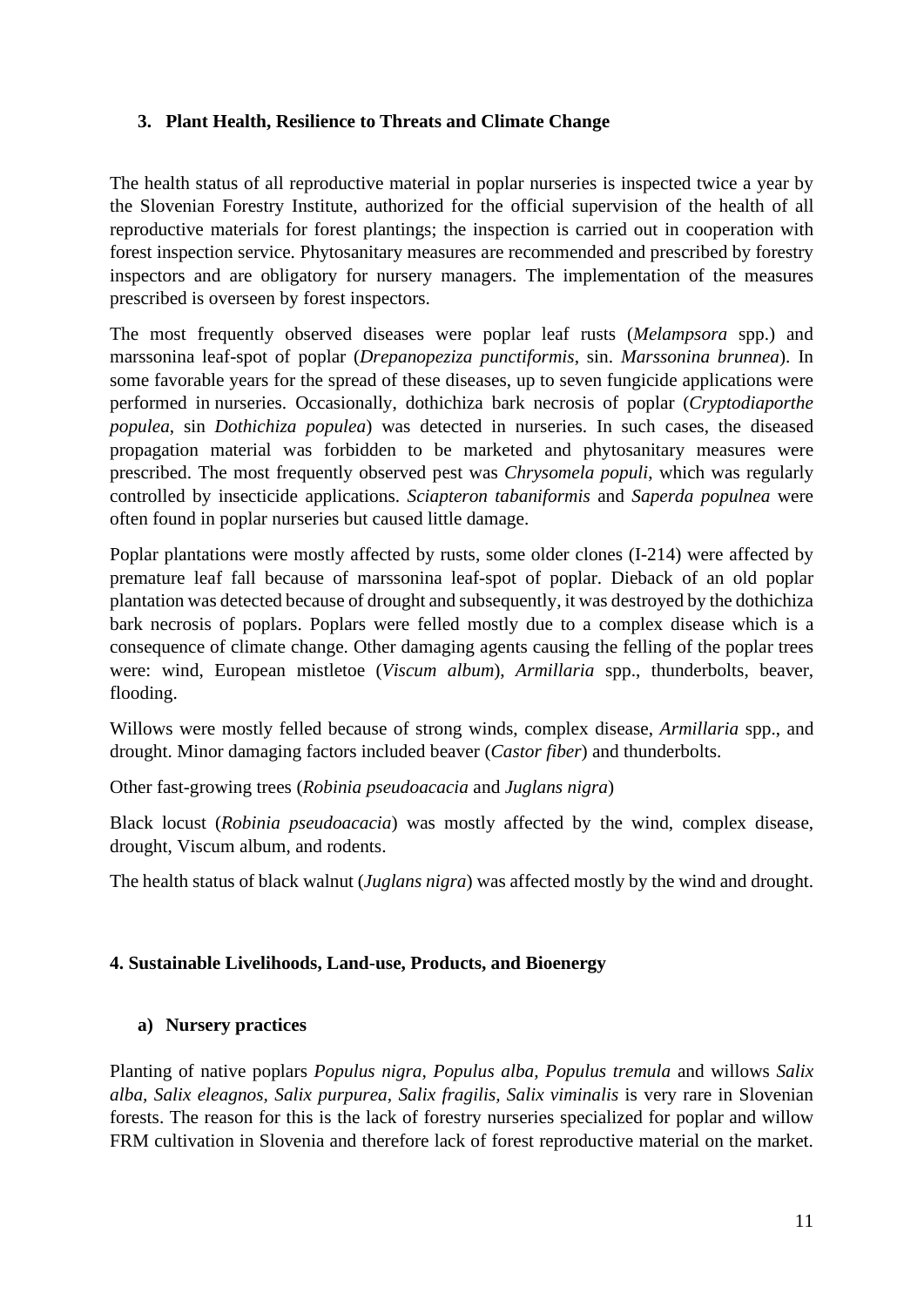### 3. Plant Health, Resilience to Threats and Climate Change

The health status of all reproductive material in poplar nurseries is inspected twice a year by the Slovenian Forestry Institute, authorized for the official supervision of the health of all reproductive materials for forest plantings; the inspection is carried out in cooperation with forest inspection service. Phytosanitary measures are recommended and prescribed by forestry inspectors and are obligatory for nursery managers. The implementation of the measures prescribed is overseen by forest inspectors.

The most frequently observed diseases were poplar leaf rusts (*Melampsora* spp.) and marssonina leaf-spot of poplar (*Drepanopeziza punctiformis*, sin. *Marssonina brunnea*). In some favorable years for the spread of these diseases, up to seven fungicide applications were performed in nurseries. Occasionally, dothichiza bark necrosis of poplar (*Cryptodiaporthe populea*, sin *Dothichiza populea*) was detected in nurseries. In such cases, the diseased propagation material was forbidden to be marketed and phytosanitary measures were prescribed. The most frequently observed pest was *Chrysomela populi*, which was regularly controlled by insecticide applications. *Sciapteron tabaniformis* and *Saperda populnea* were often found in poplar nurseries but caused little damage.

Poplar plantations were mostly affected by rusts, some older clones (I-214) were affected by premature leaf fall because of marssonina leaf-spot of poplar. Dieback of an old poplar plantation was detected because of drought and subsequently, it was destroyed by the dothichiza bark necrosis of poplars. Poplars were felled mostly due to a complex disease which is a consequence of climate change. Other damaging agents causing the felling of the poplar trees were: wind, European mistletoe (*Viscum album*), *Armillaria* spp., thunderbolts, beaver, flooding.

Willows were mostly felled because of strong winds, complex disease, *Armillaria* spp., and drought. Minor damaging factors included beaver (*Castor fiber*) and thunderbolts.

Other fast-growing trees (*Robinia pseudoacacia* and *Juglans nigra*)

Black locust (*Robinia pseudoacacia*) was mostly affected by the wind, complex disease, drought, Viscum album, and rodents.

The health status of black walnut (*Juglans nigra*) was affected mostly by the wind and drought.

### 4. Sustainable Livelihoods, Land-use, Products, and Bioenergy

#### a) Nursery practices

Planting of native poplars *Populus nigra, Populus alba, Populus tremula* and willows *Salix alba, Salix eleagnos, Salix purpurea, Salix fragilis, Salix viminalis* is very rare in Slovenian forests. The reason for this is the lack of forestry nurseries specialized for poplar and willow FRM cultivation in Slovenia and therefore lack of forest reproductive material on the market.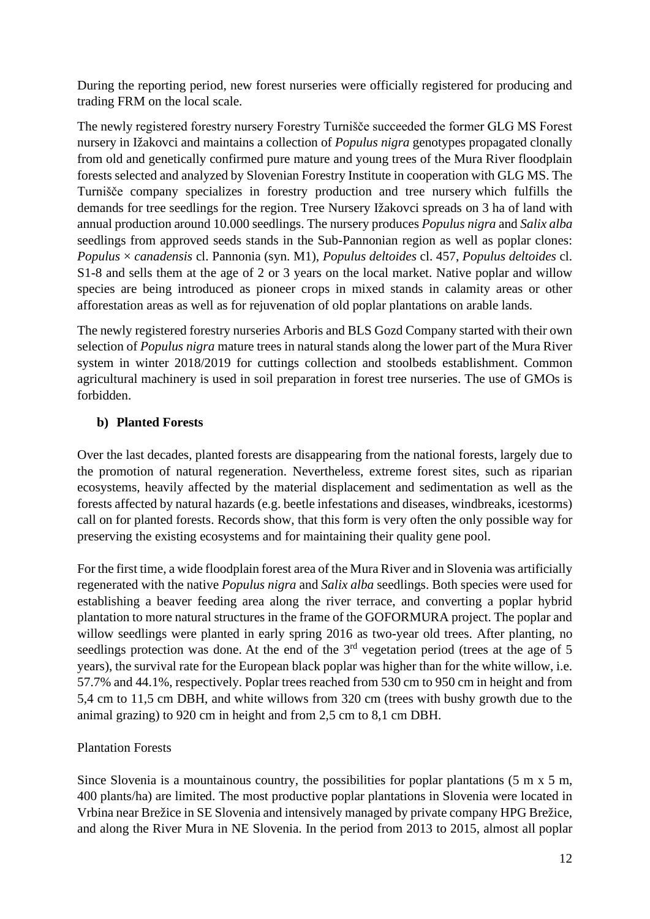During the reporting period, new forest nurseries were officially registered for producing and trading FRM on the local scale.

The newly registered forestry nursery Forestry Turnišče succeeded the former GLG MS Forest nursery in Ižakovci and maintains a collection of *Populus nigra* genotypes propagated clonally from old and genetically confirmed pure mature and young trees of the Mura River floodplain forests selected and analyzed by Slovenian Forestry Institute in cooperation with GLG MS. The Turnišče company specializes in forestry production and tree nursery which fulfills the demands for tree seedlings for the region. Tree Nursery Ižakovci spreads on 3 ha of land with annual production around 10.000 seedlings. The nursery produces *Populus nigra* and *Salix alba* seedlings from approved seeds stands in the Sub-Pannonian region as well as poplar clones: *Populus* × *canadensis* cl. Pannonia (syn. M1), *Populus deltoides* cl. 457, *Populus deltoides* cl. S1-8 and sells them at the age of 2 or 3 years on the local market. Native poplar and willow species are being introduced as pioneer crops in mixed stands in calamity areas or other afforestation areas as well as for rejuvenation of old poplar plantations on arable lands.

The newly registered forestry nurseries Arboris and BLS Gozd Company started with their own selection of *Populus nigra* mature trees in natural stands along the lower part of the Mura River system in winter 2018/2019 for cuttings collection and stoolbeds establishment. Common agricultural machinery is used in soil preparation in forest tree nurseries. The use of GMOs is forbidden.

**b) Planted Forests**

Over the last decades, planted forests are disappearing from the national forests, largely due to the promotion of natural regeneration. Nevertheless, extreme forest sites, such as riparian ecosystems, heavily affected by the material displacement and sedimentation as well as the forests affected by natural hazards (e.g. beetle infestations and diseases, windbreaks, icestorms) call on for planted forests. Records show, that this form is very often the only possible way for preserving the existing ecosystems and for maintaining their quality gene pool.

For the first time, a wide floodplain forest area of the Mura River and in Slovenia was artificially regenerated with the native *Populus nigra* and *Salix alba* seedlings. Both species were used for establishing a beaver feeding area along the river terrace, and converting a poplar hybrid plantation to more natural structures in the frame of the GOFORMURA project. The poplar and willow seedlings were planted in early spring 2016 as two-year old trees. After planting, no seedlings protection was done. At the end of the 3rd vegetation period (trees at the age of 5 years), the survival rate for the European black poplar was higher than for the white willow, i.e. 57.7% and 44.1%, respectively. Poplar trees reached from 530 cm to 950 cm in height and from 5,4 cm to 11,5 cm DBH, and white willows from 320 cm (trees with bushy growth due to the animal grazing) to 920 cm in height and from 2,5 cm to 8,1 cm DBH.

Plantation Forests

Since Slovenia is a mountainous country, the possibilities for poplar plantations (5 m x 5 m, 400 plants/ha) are limited. The most productive poplar plantations in Slovenia were located in Vrbina near Brežice in SE Slovenia and intensively managed by private company HPG Brežice, and along the River Mura in NE Slovenia. In the period from 2013 to 2015, almost all poplar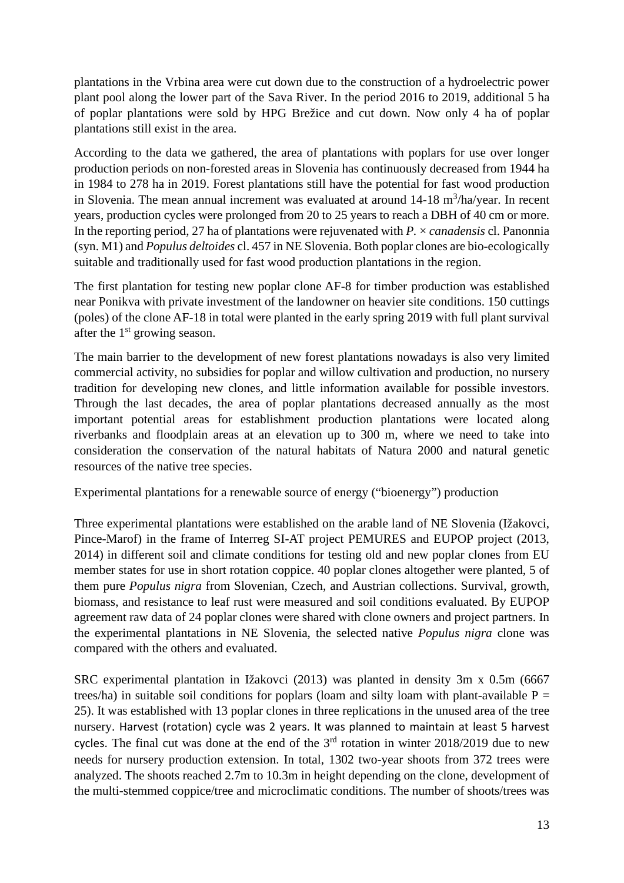plantations in the Vrbina area were cut down due to the construction of a hydroelectric power plant pool along the lower part of the Sava River. In the period 2016 to 2019, additional 5 ha of poplar plantations were sold by HPG Brežice and cut down. Now only 4 ha of poplar plantations still exist in the area.

According to the data we gathered, the area of plantations with poplars for use over longer production periods on non-forested areas in Slovenia has continuously decreased from 1944 ha in 1984 to 278 ha in 2019. Forest plantations still have the potential for fast wood production in Slovenia. The mean annual increment was evaluated at around 14-18 $m^3$/ha/year. In recent years, production cycles were prolonged from 20 to 25 years to reach a DBH of 40 cm or more. In the reporting period, 27 ha of plantations were rejuvenated with *P. × canadensis* cl. Panonnia (syn. M1) and *Populus deltoides* cl. 457 in NE Slovenia. Both poplar clones are bio-ecologically suitable and traditionally used for fast wood production plantations in the region.

The first plantation for testing new poplar clone AF-8 for timber production was established near Ponikva with private investment of the landowner on heavier site conditions. 150 cuttings (poles) of the clone AF-18 in total were planted in the early spring 2019 with full plant survival after the 1st growing season.

The main barrier to the development of new forest plantations nowadays is also very limited commercial activity, no subsidies for poplar and willow cultivation and production, no nursery tradition for developing new clones, and little information available for possible investors. Through the last decades, the area of poplar plantations decreased annually as the most important potential areas for establishment production plantations were located along riverbanks and floodplain areas at an elevation up to 300 m, where we need to take into consideration the conservation of the natural habitats of Natura 2000 and natural genetic resources of the native tree species.

Experimental plantations for a renewable source of energy ("bioenergy") production

Three experimental plantations were established on the arable land of NE Slovenia (Ižakovci, Pince-Marof) in the frame of Interreg SI-AT project PEMURES and EUPOP project (2013, 2014) in different soil and climate conditions for testing old and new poplar clones from EU member states for use in short rotation coppice. 40 poplar clones altogether were planted, 5 of them pure *Populus nigra* from Slovenian, Czech, and Austrian collections. Survival, growth, biomass, and resistance to leaf rust were measured and soil conditions evaluated. By EUPOP agreement raw data of 24 poplar clones were shared with clone owners and project partners. In the experimental plantations in NE Slovenia, the selected native *Populus nigra* clone was compared with the others and evaluated.

SRC experimental plantation in Ižakovci (2013) was planted in density 3m x 0.5m (6667 trees/ha) in suitable soil conditions for poplars (loam and silty loam with plant-available P = 25). It was established with 13 poplar clones in three replications in the unused area of the tree nursery. Harvest (rotation) cycle was 2 years. It was planned to maintain at least 5 harvest cycles. The final cut was done at the end of the 3rd rotation in winter 2018/2019 due to new needs for nursery production extension. In total, 1302 two-year shoots from 372 trees were analyzed. The shoots reached 2.7m to 10.3m in height depending on the clone, development of the multi-stemmed coppice/tree and microclimatic conditions. The number of shoots/trees was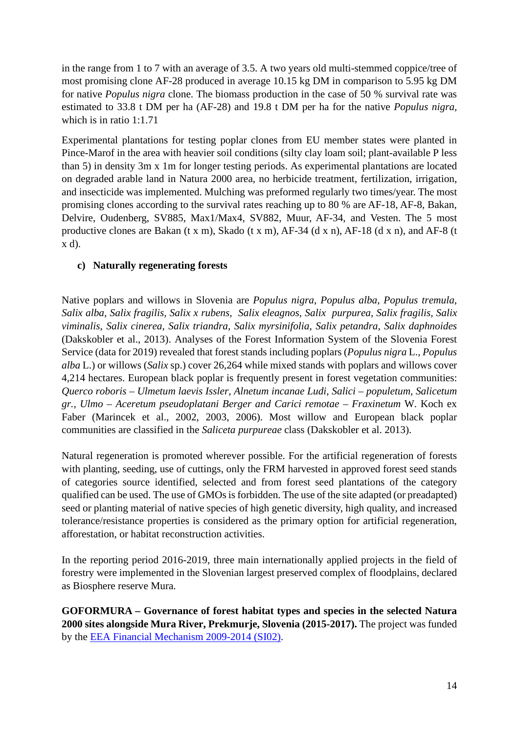in the range from 1 to 7 with an average of 3.5. A two years old multi-stemmed coppice/tree of most promising clone AF-28 produced in average 10.15 kg DM in comparison to 5.95 kg DM for native *Populus nigra* clone. The biomass production in the case of 50 % survival rate was estimated to 33.8 t DM per ha (AF-28) and 19.8 t DM per ha for the native *Populus nigra*, which is in ratio 1:1.71

Experimental plantations for testing poplar clones from EU member states were planted in Pince-Marof in the area with heavier soil conditions (silty clay loam soil; plant-available P less than 5) in density 3m x 1m for longer testing periods. As experimental plantations are located on degraded arable land in Natura 2000 area, no herbicide treatment, fertilization, irrigation, and insecticide was implemented. Mulching was preformed regularly two times/year. The most promising clones according to the survival rates reaching up to 80 % are AF-18, AF-8, Bakan, Delvire, Oudenberg, SV885, Max1/Max4, SV882, Muur, AF-34, and Vesten. The 5 most productive clones are Bakan (t x m), Skado (t x m), AF-34 (d x n), AF-18 (d x n), and AF-8 (t x d).

### c) Naturally regenerating forests

Native poplars and willows in Slovenia are *Populus nigra*, *Populus alba*, *Populus tremula*, *Salix alba*, *Salix fragilis*, *Salix x rubens*, *Salix eleagnos*, *Salix purpurea*, *Salix fragilis*, *Salix viminalis*, *Salix cinerea*, *Salix triandra*, *Salix myrsinifolia*, *Salix petandra*, *Salix daphnoides* (Dakskobler et al., 2013). Analyses of the Forest Information System of the Slovenia Forest Service (data for 2019) revealed that forest stands including poplars (*Populus nigra* L., *Populus alba* L.) or willows (*Salix* sp.) cover 26,264 while mixed stands with poplars and willows cover 4,214 hectares. European black poplar is frequently present in forest vegetation communities: *Querco roboris – Ulmetum laevis Issler, Alnetum incanae Ludi, Salici – populetum, Salicetum gr., Ulmo – Aceretum pseudoplatani Berger and Carici remotae – Fraxinetum* W. Koch ex Faber (Marincek et al., 2002, 2003, 2006). Most willow and European black poplar communities are classified in the *Saliceta purpureae* class (Dakskobler et al. 2013).

Natural regeneration is promoted wherever possible. For the artificial regeneration of forests with planting, seeding, use of cuttings, only the FRM harvested in approved forest seed stands of categories source identified, selected and from forest seed plantations of the category qualified can be used. The use of GMOs is forbidden. The use of the site adapted (or preadapted) seed or planting material of native species of high genetic diversity, high quality, and increased tolerance/resistance properties is considered as the primary option for artificial regeneration, afforestation, or habitat reconstruction activities.

In the reporting period 2016-2019, three main internationally applied projects in the field of forestry were implemented in the Slovenian largest preserved complex of floodplains, declared as Biosphere reserve Mura.

**GOFORMURA – Governance of forest habitat types and species in the selected Natura 2000 sites alongside Mura River, Prekmurje, Slovenia (2015-2017).** The project was funded by the EEA Financial Mechanism 2009-2014 (SI02).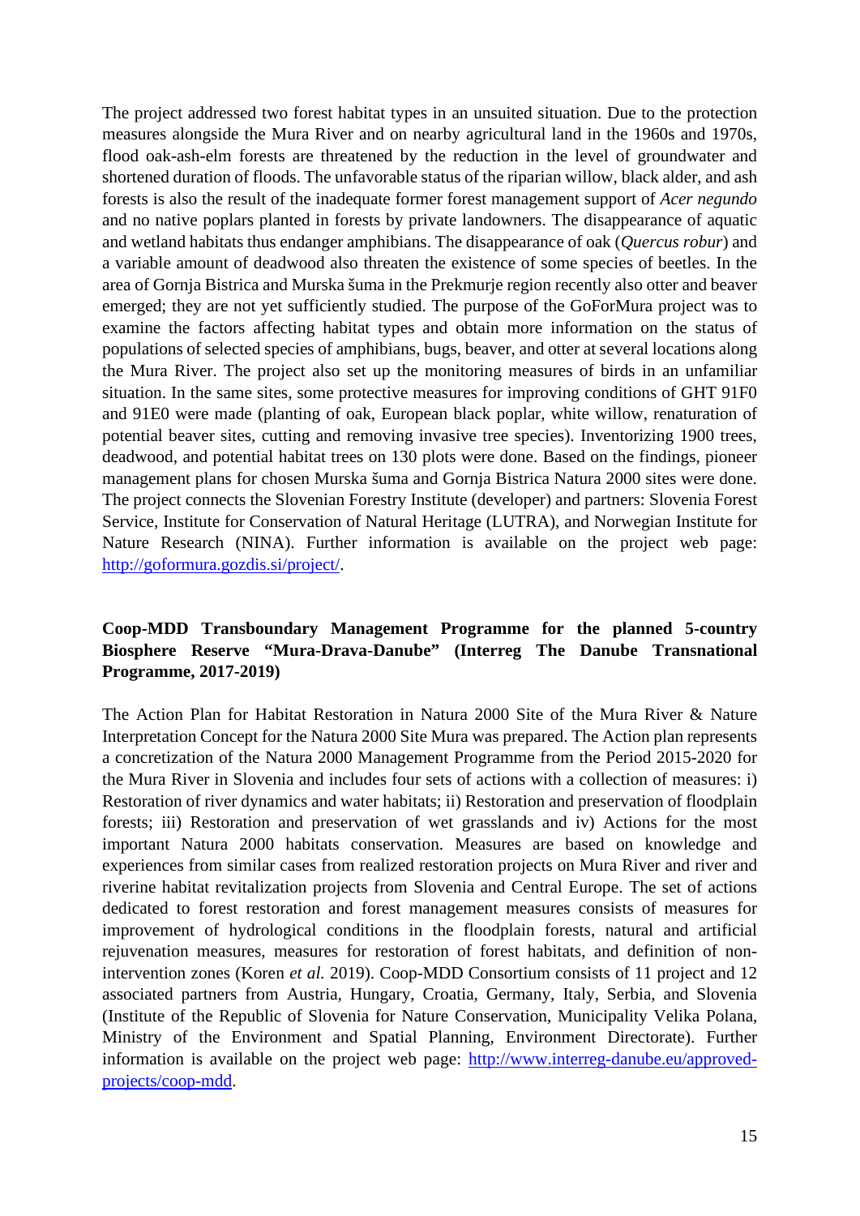The project addressed two forest habitat types in an unsuited situation. Due to the protection measures alongside the Mura River and on nearby agricultural land in the 1960s and 1970s, flood oak-ash-elm forests are threatened by the reduction in the level of groundwater and shortened duration of floods. The unfavorable status of the riparian willow, black alder, and ash forests is also the result of the inadequate former forest management support of *Acer negundo* and no native poplars planted in forests by private landowners. The disappearance of aquatic and wetland habitats thus endanger amphibians. The disappearance of oak (*Quercus robur*) and a variable amount of deadwood also threaten the existence of some species of beetles. In the area of Gornja Bistrica and Murska šuma in the Prekmurje region recently also otter and beaver emerged; they are not yet sufficiently studied. The purpose of the GoForMura project was to examine the factors affecting habitat types and obtain more information on the status of populations of selected species of amphibians, bugs, beaver, and otter at several locations along the Mura River. The project also set up the monitoring measures of birds in an unfamiliar situation. In the same sites, some protective measures for improving conditions of GHT 91F0 and 91E0 were made (planting of oak, European black poplar, white willow, renaturation of potential beaver sites, cutting and removing invasive tree species). Inventorizing 1900 trees, deadwood, and potential habitat trees on 130 plots were done. Based on the findings, pioneer management plans for chosen Murska šuma and Gornja Bistrica Natura 2000 sites were done. The project connects the Slovenian Forestry Institute (developer) and partners: Slovenia Forest Service, Institute for Conservation of Natural Heritage (LUTRA), and Norwegian Institute for Nature Research (NINA). Further information is available on the project web page: http://goformura.gozdis.si/project/.

**Coop-MDD Transboundary Management Programme for the planned 5-country Biosphere Reserve "Mura-Drava-Danube" (Interreg The Danube Transnational Programme, 2017-2019)**

The Action Plan for Habitat Restoration in Natura 2000 Site of the Mura River & Nature Interpretation Concept for the Natura 2000 Site Mura was prepared. The Action plan represents a concretization of the Natura 2000 Management Programme from the Period 2015-2020 for the Mura River in Slovenia and includes four sets of actions with a collection of measures: i) Restoration of river dynamics and water habitats; ii) Restoration and preservation of floodplain forests; iii) Restoration and preservation of wet grasslands and iv) Actions for the most important Natura 2000 habitats conservation. Measures are based on knowledge and experiences from similar cases from realized restoration projects on Mura River and river and riverine habitat revitalization projects from Slovenia and Central Europe. The set of actions dedicated to forest restoration and forest management measures consists of measures for improvement of hydrological conditions in the floodplain forests, natural and artificial rejuvenation measures, measures for restoration of forest habitats, and definition of non-intervention zones (Koren *et al.* 2019). Coop-MDD Consortium consists of 11 project and 12 associated partners from Austria, Hungary, Croatia, Germany, Italy, Serbia, and Slovenia (Institute of the Republic of Slovenia for Nature Conservation, Municipality Velika Polana, Ministry of the Environment and Spatial Planning, Environment Directorate). Further information is available on the project web page: http://www.interreg-danube.eu/approved-projects/coop-mdd.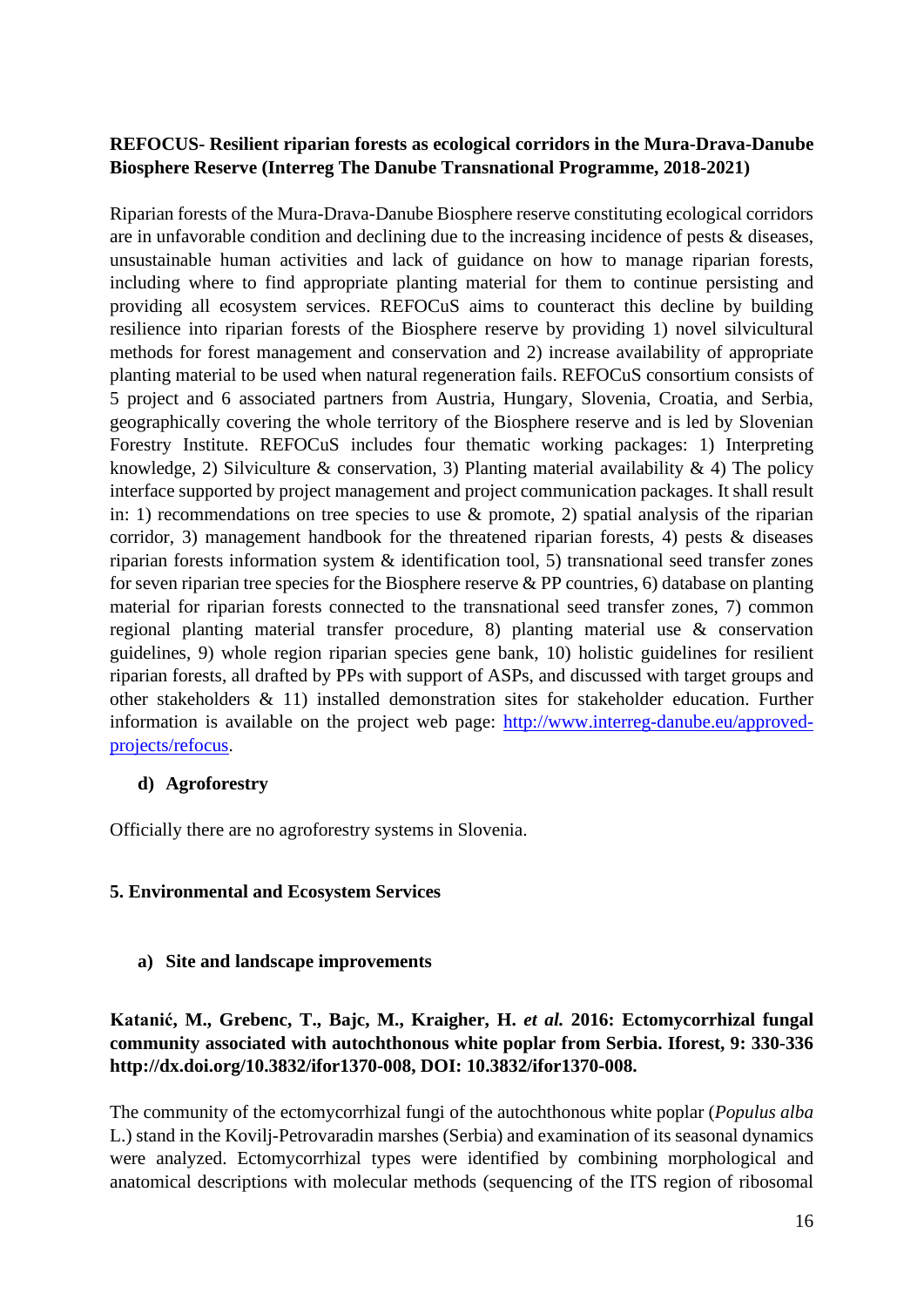**REFOCUS- Resilient riparian forests as ecological corridors in the Mura-Drava-Danube Biosphere Reserve (Interreg The Danube Transnational Programme, 2018-2021)**

Riparian forests of the Mura-Drava-Danube Biosphere reserve constituting ecological corridors are in unfavorable condition and declining due to the increasing incidence of pests & diseases, unsustainable human activities and lack of guidance on how to manage riparian forests, including where to find appropriate planting material for them to continue persisting and providing all ecosystem services. REFOCuS aims to counteract this decline by building resilience into riparian forests of the Biosphere reserve by providing 1) novel silvicultural methods for forest management and conservation and 2) increase availability of appropriate planting material to be used when natural regeneration fails. REFOCuS consortium consists of 5 project and 6 associated partners from Austria, Hungary, Slovenia, Croatia, and Serbia, geographically covering the whole territory of the Biosphere reserve and is led by Slovenian Forestry Institute. REFOCuS includes four thematic working packages: 1) Interpreting knowledge, 2) Silviculture & conservation, 3) Planting material availability & 4) The policy interface supported by project management and project communication packages. It shall result in: 1) recommendations on tree species to use & promote, 2) spatial analysis of the riparian corridor, 3) management handbook for the threatened riparian forests, 4) pests & diseases riparian forests information system & identification tool, 5) transnational seed transfer zones for seven riparian tree species for the Biosphere reserve & PP countries, 6) database on planting material for riparian forests connected to the transnational seed transfer zones, 7) common regional planting material transfer procedure, 8) planting material use & conservation guidelines, 9) whole region riparian species gene bank, 10) holistic guidelines for resilient riparian forests, all drafted by PPs with support of ASPs, and discussed with target groups and other stakeholders & 11) installed demonstration sites for stakeholder education. Further information is available on the project web page: [http://www.interreg-danube.eu/approved-projects/refocus](http://www.interreg-danube.eu/approved-projects/refocus).

#### d) Agroforestry

Officially there are no agroforestry systems in Slovenia.

## 5. Environmental and Ecosystem Services

#### a) Site and landscape improvements

**Katanić, M., Grebenc, T., Bajc, M., Kraigher, H. *et al.* 2016: Ectomycorrhizal fungal community associated with autochthonous white poplar from Serbia. Iforest, 9: 330-336 http://dx.doi.org/10.3832/ifor1370-008, DOI: 10.3832/ifor1370-008.**

The community of the ectomycorrhizal fungi of the autochthonous white poplar (*Populus alba* L.) stand in the Kovilj-Petrovaradin marshes (Serbia) and examination of its seasonal dynamics were analyzed. Ectomycorrhizal types were identified by combining morphological and anatomical descriptions with molecular methods (sequencing of the ITS region of ribosomal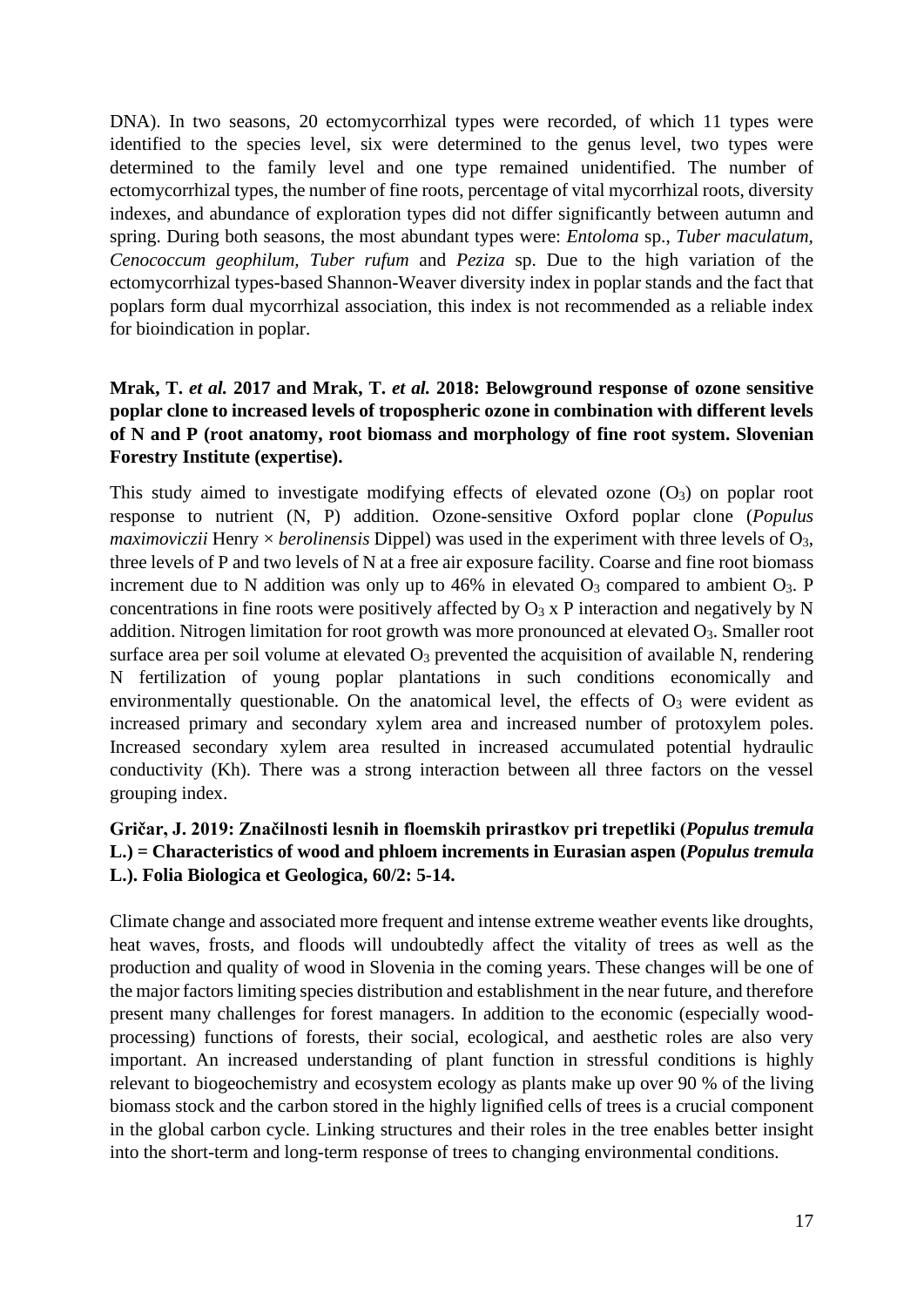DNA). In two seasons, 20 ectomycorrhizal types were recorded, of which 11 types were identified to the species level, six were determined to the genus level, two types were determined to the family level and one type remained unidentified. The number of ectomycorrhizal types, the number of fine roots, percentage of vital mycorrhizal roots, diversity indexes, and abundance of exploration types did not differ significantly between autumn and spring. During both seasons, the most abundant types were: *Entoloma* sp., *Tuber maculatum, Cenococcum geophilum, Tuber rufum* and *Peziza* sp. Due to the high variation of the ectomycorrhizal types-based Shannon-Weaver diversity index in poplar stands and the fact that poplars form dual mycorrhizal association, this index is not recommended as a reliable index for bioindication in poplar.

**Mrak, T. *et al.* 2017 and Mrak, T. *et al.* 2018: Belowground response of ozone sensitive poplar clone to increased levels of tropospheric ozone in combination with different levels of N and P (root anatomy, root biomass and morphology of fine root system. Slovenian Forestry Institute (expertise).**

This study aimed to investigate modifying effects of elevated ozone ($O_3$) on poplar root response to nutrient (N, P) addition. Ozone-sensitive Oxford poplar clone (*Populus maximoviczii* Henry × *berolinensis* Dippel) was used in the experiment with three levels of $O_3$, three levels of P and two levels of N at a free air exposure facility. Coarse and fine root biomass increment due to N addition was only up to 46% in elevated $O_3$ compared to ambient $O_3$. P concentrations in fine roots were positively affected by $O_3$ x P interaction and negatively by N addition. Nitrogen limitation for root growth was more pronounced at elevated $O_3$. Smaller root surface area per soil volume at elevated $O_3$ prevented the acquisition of available N, rendering N fertilization of young poplar plantations in such conditions economically and environmentally questionable. On the anatomical level, the effects of $O_3$ were evident as increased primary and secondary xylem area and increased number of protoxylem poles. Increased secondary xylem area resulted in increased accumulated potential hydraulic conductivity (Kh). There was a strong interaction between all three factors on the vessel grouping index.

**Gričar, J. 2019: Značilnosti lesnih in floemskih prirastkov pri trepetliki (*Populus tremula* L.) = Characteristics of wood and phloem increments in Eurasian aspen (*Populus tremula* L.). Folia Biologica et Geologica, 60/2: 5-14.**

Climate change and associated more frequent and intense extreme weather events like droughts, heat waves, frosts, and floods will undoubtedly affect the vitality of trees as well as the production and quality of wood in Slovenia in the coming years. These changes will be one of the major factors limiting species distribution and establishment in the near future, and therefore present many challenges for forest managers. In addition to the economic (especially wood-processing) functions of forests, their social, ecological, and aesthetic roles are also very important. An increased understanding of plant function in stressful conditions is highly relevant to biogeochemistry and ecosystem ecology as plants make up over 90 % of the living biomass stock and the carbon stored in the highly lignified cells of trees is a crucial component in the global carbon cycle. Linking structures and their roles in the tree enables better insight into the short-term and long-term response of trees to changing environmental conditions.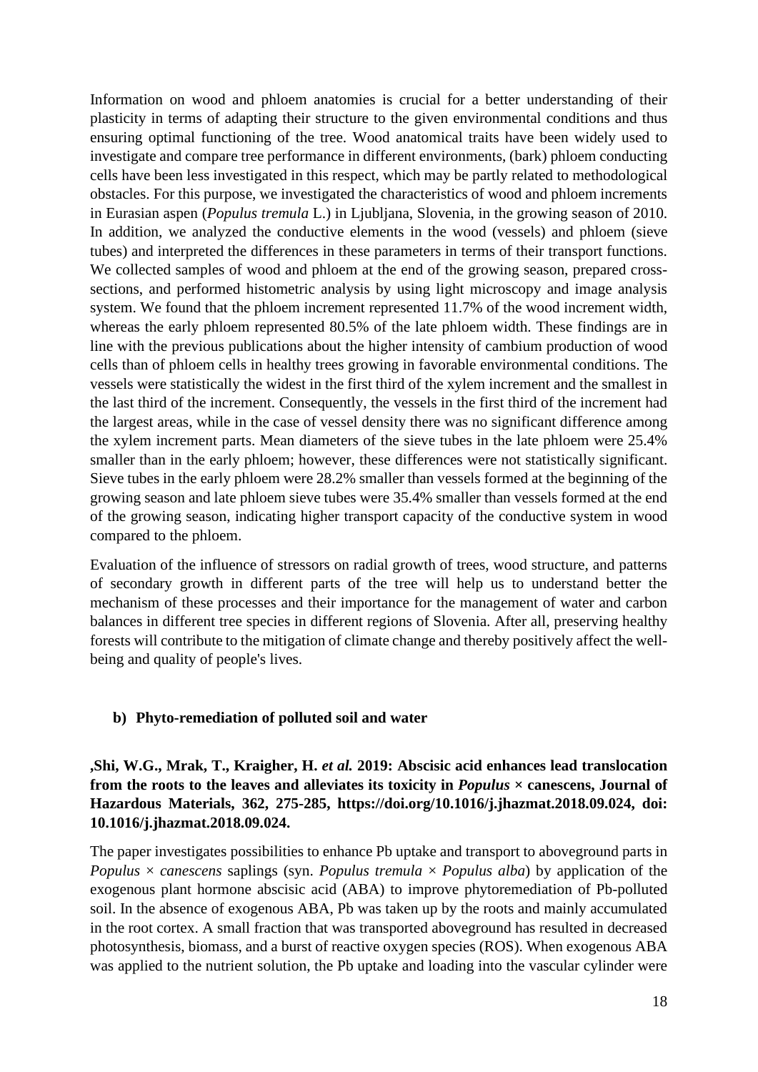Information on wood and phloem anatomies is crucial for a better understanding of their plasticity in terms of adapting their structure to the given environmental conditions and thus ensuring optimal functioning of the tree. Wood anatomical traits have been widely used to investigate and compare tree performance in different environments, (bark) phloem conducting cells have been less investigated in this respect, which may be partly related to methodological obstacles. For this purpose, we investigated the characteristics of wood and phloem increments in Eurasian aspen (*Populus tremula* L.) in Ljubljana, Slovenia, in the growing season of 2010. In addition, we analyzed the conductive elements in the wood (vessels) and phloem (sieve tubes) and interpreted the differences in these parameters in terms of their transport functions. We collected samples of wood and phloem at the end of the growing season, prepared cross-sections, and performed histometric analysis by using light microscopy and image analysis system. We found that the phloem increment represented 11.7% of the wood increment width, whereas the early phloem represented 80.5% of the late phloem width. These findings are in line with the previous publications about the higher intensity of cambium production of wood cells than of phloem cells in healthy trees growing in favorable environmental conditions. The vessels were statistically the widest in the first third of the xylem increment and the smallest in the last third of the increment. Consequently, the vessels in the first third of the increment had the largest areas, while in the case of vessel density there was no significant difference among the xylem increment parts. Mean diameters of the sieve tubes in the late phloem were 25.4% smaller than in the early phloem; however, these differences were not statistically significant. Sieve tubes in the early phloem were 28.2% smaller than vessels formed at the beginning of the growing season and late phloem sieve tubes were 35.4% smaller than vessels formed at the end of the growing season, indicating higher transport capacity of the conductive system in wood compared to the phloem.

Evaluation of the influence of stressors on radial growth of trees, wood structure, and patterns of secondary growth in different parts of the tree will help us to understand better the mechanism of these processes and their importance for the management of water and carbon balances in different tree species in different regions of Slovenia. After all, preserving healthy forests will contribute to the mitigation of climate change and thereby positively affect the well-being and quality of people's lives.

### b) Phyto-remediation of polluted soil and water

**‚Shi, W.G., Mrak, T., Kraigher, H. *et al.* 2019: Abscisic acid enhances lead translocation from the roots to the leaves and alleviates its toxicity in *Populus* × canescens, Journal of Hazardous Materials, 362, 275-285, https://doi.org/10.1016/j.jhazmat.2018.09.024, doi: 10.1016/j.jhazmat.2018.09.024.**

The paper investigates possibilities to enhance Pb uptake and transport to aboveground parts in *Populus × canescens* saplings (syn. *Populus tremula × Populus alba*) by application of the exogenous plant hormone abscisic acid (ABA) to improve phytoremediation of Pb-polluted soil. In the absence of exogenous ABA, Pb was taken up by the roots and mainly accumulated in the root cortex. A small fraction that was transported aboveground has resulted in decreased photosynthesis, biomass, and a burst of reactive oxygen species (ROS). When exogenous ABA was applied to the nutrient solution, the Pb uptake and loading into the vascular cylinder were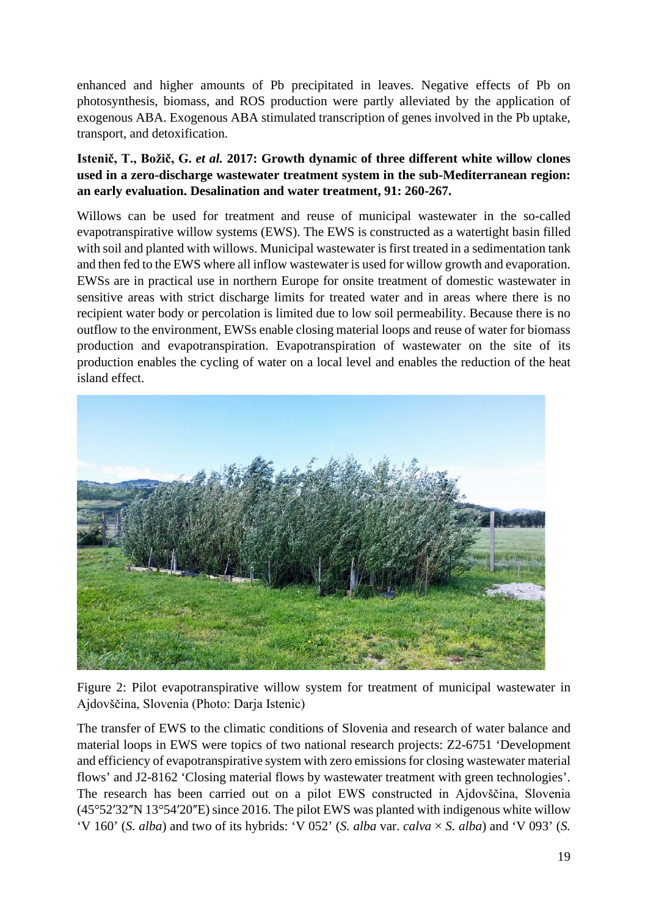enhanced and higher amounts of Pb precipitated in leaves. Negative effects of Pb on photosynthesis, biomass, and ROS production were partly alleviated by the application of exogenous ABA. Exogenous ABA stimulated transcription of genes involved in the Pb uptake, transport, and detoxification.

**Istenič, T., Božič, G. *et al.* 2017: Growth dynamic of three different white willow clones used in a zero-discharge wastewater treatment system in the sub-Mediterranean region: an early evaluation. Desalination and water treatment, 91: 260-267.**

Willows can be used for treatment and reuse of municipal wastewater in the so-called evapotranspirative willow systems (EWS). The EWS is constructed as a watertight basin filled with soil and planted with willows. Municipal wastewater is first treated in a sedimentation tank and then fed to the EWS where all inflow wastewater is used for willow growth and evaporation. EWSs are in practical use in northern Europe for onsite treatment of domestic wastewater in sensitive areas with strict discharge limits for treated water and in areas where there is no recipient water body or percolation is limited due to low soil permeability. Because there is no outflow to the environment, EWSs enable closing material loops and reuse of water for biomass production and evapotranspiration. Evapotranspiration of wastewater on the site of its production enables the cycling of water on a local level and enables the reduction of the heat island effect.

Figure 2: Pilot evapotranspirative willow system for treatment of municipal wastewater in Ajdovščina, Slovenia (Photo: Darja Istenic)

The transfer of EWS to the climatic conditions of Slovenia and research of water balance and material loops in EWS were topics of two national research projects: Z2-6751 'Development and efficiency of evapotranspirative system with zero emissions for closing wastewater material flows' and J2-8162 'Closing material flows by wastewater treatment with green technologies'. The research has been carried out on a pilot EWS constructed in Ajdovščina, Slovenia (45°52′32″N 13°54′20″E) since 2016. The pilot EWS was planted with indigenous white willow 'V 160' (*S. alba*) and two of its hybrids: 'V 052' (*S. alba* var. *calva* × *S. alba*) and 'V 093' (*S.*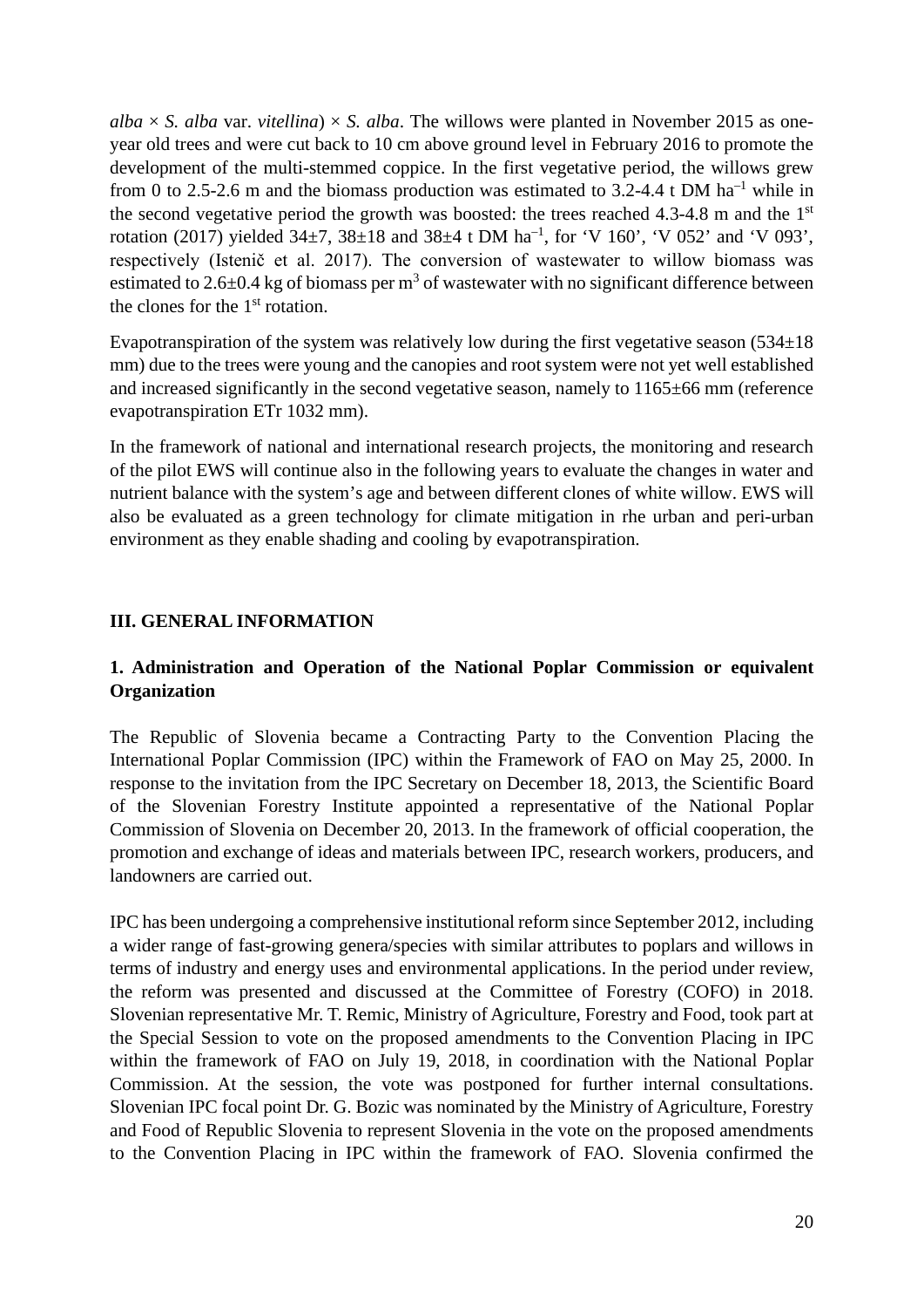*alba* × *S. alba* var. *vitellina*) × *S. alba*. The willows were planted in November 2015 as one-year old trees and were cut back to 10 cm above ground level in February 2016 to promote the development of the multi-stemmed coppice. In the first vegetative period, the willows grew from 0 to 2.5-2.6 m and the biomass production was estimated to 3.2-4.4 t DM $ha^{-1}$ while in the second vegetative period the growth was boosted: the trees reached 4.3-4.8 m and the $1^{st}$ rotation (2017) yielded 34±7, 38±18 and 38±4 t DM $ha^{-1}$, for 'V 160', 'V 052' and 'V 093', respectively (Istenič et al. 2017). The conversion of wastewater to willow biomass was estimated to 2.6±0.4 kg of biomass per $m^3$ of wastewater with no significant difference between the clones for the $1^{st}$ rotation.

Evapotranspiration of the system was relatively low during the first vegetative season (534±18 mm) due to the trees were young and the canopies and root system were not yet well established and increased significantly in the second vegetative season, namely to 1165±66 mm (reference evapotranspiration ETr 1032 mm).

In the framework of national and international research projects, the monitoring and research of the pilot EWS will continue also in the following years to evaluate the changes in water and nutrient balance with the system's age and between different clones of white willow. EWS will also be evaluated as a green technology for climate mitigation in rhe urban and peri-urban environment as they enable shading and cooling by evapotranspiration.

## III. GENERAL INFORMATION

### 1. Administration and Operation of the National Poplar Commission or equivalent Organization

The Republic of Slovenia became a Contracting Party to the Convention Placing the International Poplar Commission (IPC) within the Framework of FAO on May 25, 2000. In response to the invitation from the IPC Secretary on December 18, 2013, the Scientific Board of the Slovenian Forestry Institute appointed a representative of the National Poplar Commission of Slovenia on December 20, 2013. In the framework of official cooperation, the promotion and exchange of ideas and materials between IPC, research workers, producers, and landowners are carried out.

IPC has been undergoing a comprehensive institutional reform since September 2012, including a wider range of fast-growing genera/species with similar attributes to poplars and willows in terms of industry and energy uses and environmental applications. In the period under review, the reform was presented and discussed at the Committee of Forestry (COFO) in 2018. Slovenian representative Mr. T. Remic, Ministry of Agriculture, Forestry and Food, took part at the Special Session to vote on the proposed amendments to the Convention Placing in IPC within the framework of FAO on July 19, 2018, in coordination with the National Poplar Commission. At the session, the vote was postponed for further internal consultations. Slovenian IPC focal point Dr. G. Bozic was nominated by the Ministry of Agriculture, Forestry and Food of Republic Slovenia to represent Slovenia in the vote on the proposed amendments to the Convention Placing in IPC within the framework of FAO. Slovenia confirmed the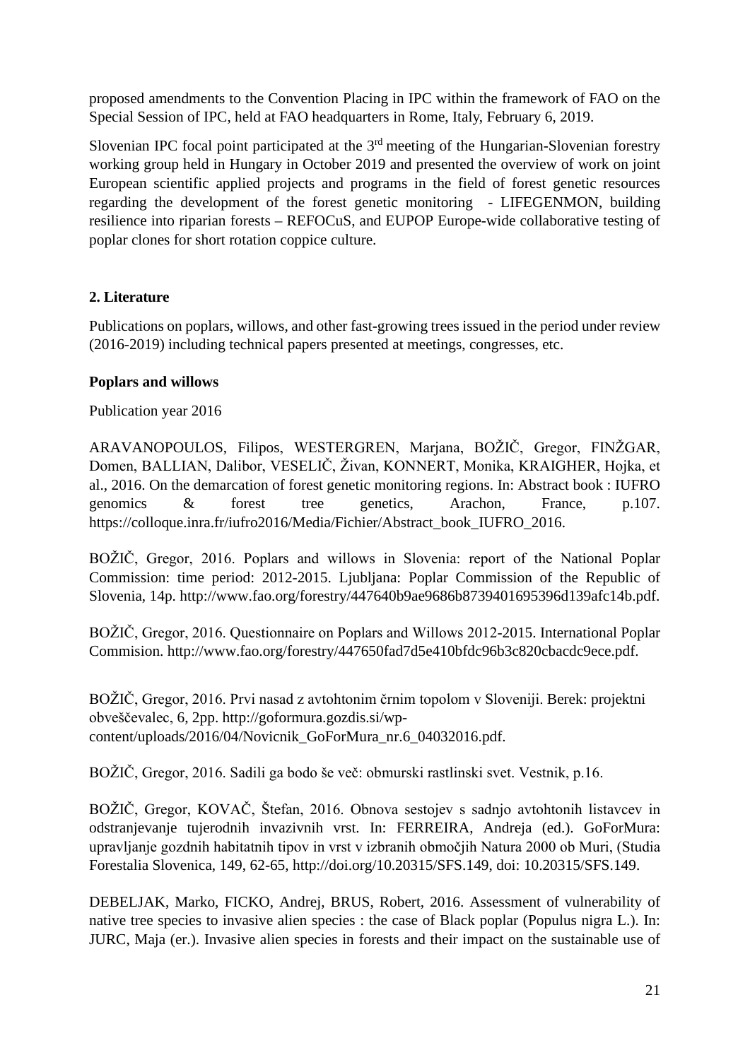proposed amendments to the Convention Placing in IPC within the framework of FAO on the Special Session of IPC, held at FAO headquarters in Rome, Italy, February 6, 2019.

Slovenian IPC focal point participated at the 3rd meeting of the Hungarian-Slovenian forestry working group held in Hungary in October 2019 and presented the overview of work on joint European scientific applied projects and programs in the field of forest genetic resources regarding the development of the forest genetic monitoring - LIFEGENMON, building resilience into riparian forests – REFOCuS, and EUPOP Europe-wide collaborative testing of poplar clones for short rotation coppice culture.

## 2. Literature

Publications on poplars, willows, and other fast-growing trees issued in the period under review (2016-2019) including technical papers presented at meetings, congresses, etc.

### Poplars and willows

Publication year 2016

ARAVANOPOULOS, Filipos, WESTERGREN, Marjana, BOŽIČ, Gregor, FINŽGAR, Domen, BALLIAN, Dalibor, VESELIČ, Živan, KONNERT, Monika, KRAIGHER, Hojka, et al., 2016. On the demarcation of forest genetic monitoring regions. In: Abstract book : IUFRO genomics & forest tree genetics, Arachon, France, p.107. https://colloque.inra.fr/iufro2016/Media/Fichier/Abstract_book_IUFRO_2016.

BOŽIČ, Gregor, 2016. Poplars and willows in Slovenia: report of the National Poplar Commission: time period: 2012-2015. Ljubljana: Poplar Commission of the Republic of Slovenia, 14p. http://www.fao.org/forestry/447640b9ae9686b8739401695396d139afc14b.pdf.

BOŽIČ, Gregor, 2016. Questionnaire on Poplars and Willows 2012-2015. International Poplar Commision. http://www.fao.org/forestry/447650fad7d5e410bfdc96b3c820cbacdc9ece.pdf.

BOŽIČ, Gregor, 2016. Prvi nasad z avtohtonim črnim topolom v Sloveniji. Berek: projektni obveščevalec, 6, 2pp. http://goformura.gozdis.si/wp-content/uploads/2016/04/Novicnik_GoForMura_nr.6_04032016.pdf.

BOŽIČ, Gregor, 2016. Sadili ga bodo še več: obmurski rastlinski svet. Vestnik, p.16.

BOŽIČ, Gregor, KOVAČ, Štefan, 2016. Obnova sestojev s sadnjo avtohtonih listavcev in odstranjevanje tujerodnih invazivnih vrst. In: FERREIRA, Andreja (ed.). GoForMura: upravljanje gozdnih habitatnih tipov in vrst v izbranih območjih Natura 2000 ob Muri, (Studia Forestalia Slovenica, 149, 62-65, http://doi.org/10.20315/SFS.149, doi: 10.20315/SFS.149.

DEBELJAK, Marko, FICKO, Andrej, BRUS, Robert, 2016. Assessment of vulnerability of native tree species to invasive alien species : the case of Black poplar (Populus nigra L.). In: JURC, Maja (er.). Invasive alien species in forests and their impact on the sustainable use of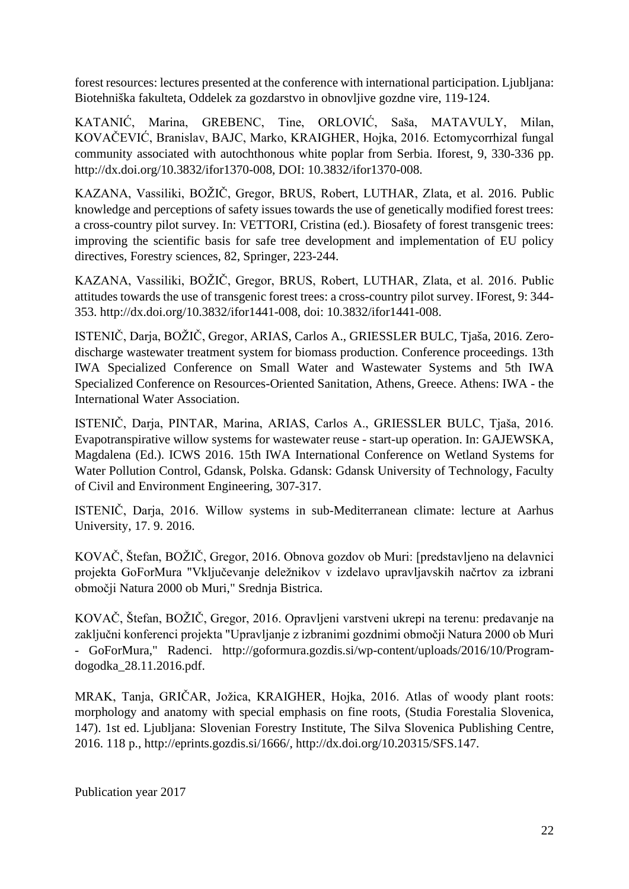forest resources: lectures presented at the conference with international participation. Ljubljana: Biotehniška fakulteta, Oddelek za gozdarstvo in obnovljive gozdne vire, 119-124.

KATANIĆ, Marina, GREBENC, Tine, ORLOVIĆ, Saša, MATAVULY, Milan, KOVAČEVIĆ, Branislav, BAJC, Marko, KRAIGHER, Hojka, 2016. Ectomycorrhizal fungal community associated with autochthonous white poplar from Serbia. Iforest, 9, 330-336 pp. http://dx.doi.org/10.3832/ifor1370-008, DOI: 10.3832/ifor1370-008.

KAZANA, Vassiliki, BOŽIČ, Gregor, BRUS, Robert, LUTHAR, Zlata, et al. 2016. Public knowledge and perceptions of safety issues towards the use of genetically modified forest trees: a cross-country pilot survey. In: VETTORI, Cristina (ed.). Biosafety of forest transgenic trees: improving the scientific basis for safe tree development and implementation of EU policy directives, Forestry sciences, 82, Springer, 223-244.

KAZANA, Vassiliki, BOŽIČ, Gregor, BRUS, Robert, LUTHAR, Zlata, et al. 2016. Public attitudes towards the use of transgenic forest trees: a cross-country pilot survey. IForest, 9: 344-353. http://dx.doi.org/10.3832/ifor1441-008, doi: 10.3832/ifor1441-008.

ISTENIČ, Darja, BOŽIČ, Gregor, ARIAS, Carlos A., GRIESSLER BULC, Tjaša, 2016. Zero-discharge wastewater treatment system for biomass production. Conference proceedings. 13th IWA Specialized Conference on Small Water and Wastewater Systems and 5th IWA Specialized Conference on Resources-Oriented Sanitation, Athens, Greece. Athens: IWA - the International Water Association.

ISTENIČ, Darja, PINTAR, Marina, ARIAS, Carlos A., GRIESSLER BULC, Tjaša, 2016. Evapotranspirative willow systems for wastewater reuse - start-up operation. In: GAJEWSKA, Magdalena (Ed.). ICWS 2016. 15th IWA International Conference on Wetland Systems for Water Pollution Control, Gdansk, Polska. Gdansk: Gdansk University of Technology, Faculty of Civil and Environment Engineering, 307-317.

ISTENIČ, Darja, 2016. Willow systems in sub-Mediterranean climate: lecture at Aarhus University, 17. 9. 2016.

KOVAČ, Štefan, BOŽIČ, Gregor, 2016. Obnova gozdov ob Muri: [predstavljeno na delavnici projekta GoForMura "Vključevanje deležnikov v izdelavo upravljavskih načrtov za izbrani območji Natura 2000 ob Muri," Srednja Bistrica.

KOVAČ, Štefan, BOŽIČ, Gregor, 2016. Opravljeni varstveni ukrepi na terenu: predavanje na zaključni konferenci projekta "Upravljanje z izbranimi gozdnimi območji Natura 2000 ob Muri - GoForMura," Radenci. http://goformura.gozdis.si/wp-content/uploads/2016/10/Program-dogodka_28.11.2016.pdf.

MRAK, Tanja, GRIČAR, Jožica, KRAIGHER, Hojka, 2016. Atlas of woody plant roots: morphology and anatomy with special emphasis on fine roots, (Studia Forestalia Slovenica, 147). 1st ed. Ljubljana: Slovenian Forestry Institute, The Silva Slovenica Publishing Centre, 2016. 118 p., http://eprints.gozdis.si/1666/, http://dx.doi.org/10.20315/SFS.147.

Publication year 2017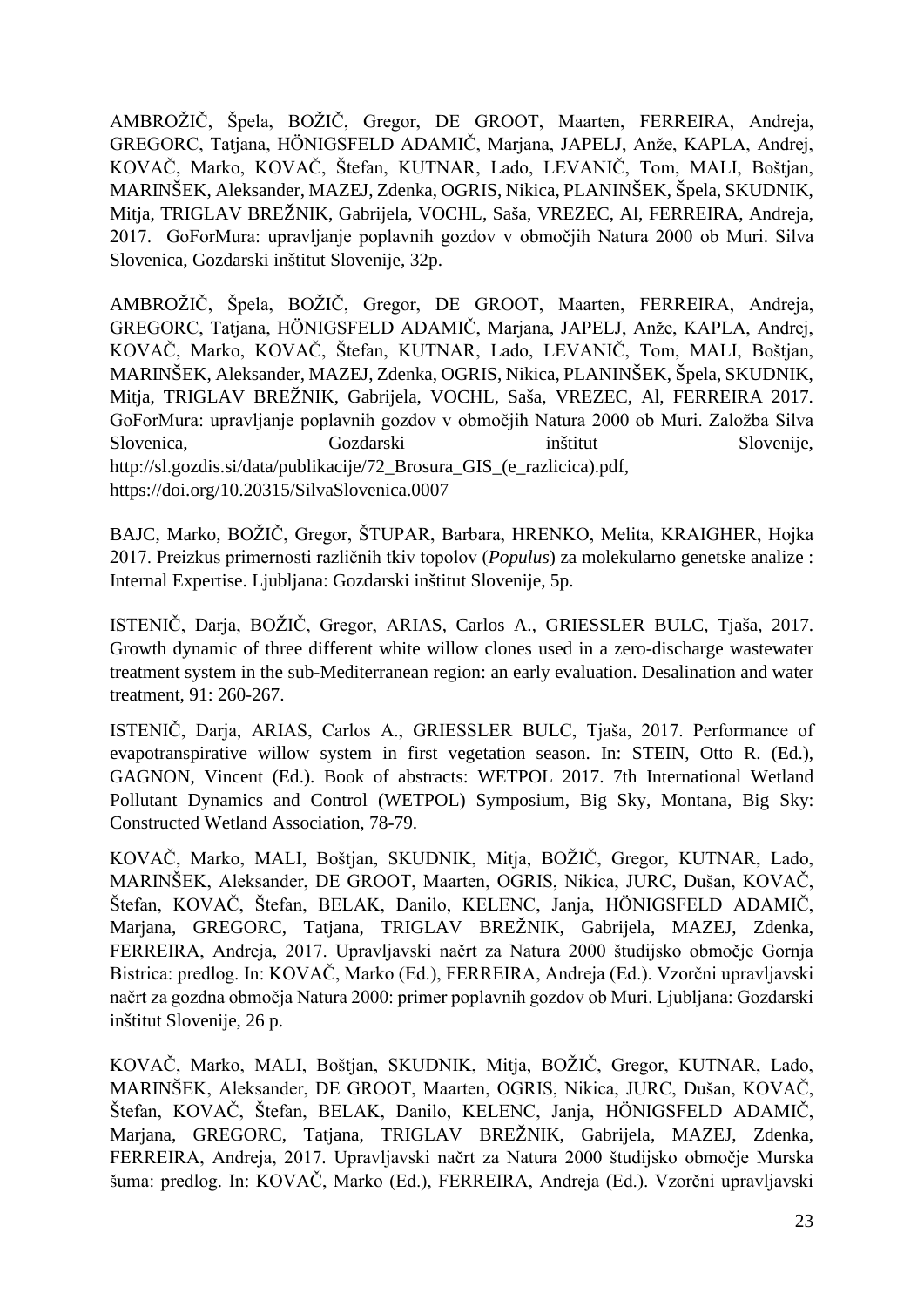AMBROŽIČ, Špela, BOŽIČ, Gregor, DE GROOT, Maarten, FERREIRA, Andreja, GREGORC, Tatjana, HÖNIGSFELD ADAMIČ, Marjana, JAPELJ, Anže, KAPLA, Andrej, KOVAČ, Marko, KOVAČ, Štefan, KUTNAR, Lado, LEVANIČ, Tom, MALI, Boštjan, MARINŠEK, Aleksander, MAZEJ, Zdenka, OGRIS, Nikica, PLANINŠEK, Špela, SKUDNIK, Mitja, TRIGLAV BREŽNIK, Gabrijela, VOCHL, Saša, VREZEC, Al, FERREIRA, Andreja, 2017. GoForMura: upravljanje poplavnih gozdov v območjih Natura 2000 ob Muri. Silva Slovenica, Gozdarski inštitut Slovenije, 32p.

AMBROŽIČ, Špela, BOŽIČ, Gregor, DE GROOT, Maarten, FERREIRA, Andreja, GREGORC, Tatjana, HÖNIGSFELD ADAMIČ, Marjana, JAPELJ, Anže, KAPLA, Andrej, KOVAČ, Marko, KOVAČ, Štefan, KUTNAR, Lado, LEVANIČ, Tom, MALI, Boštjan, MARINŠEK, Aleksander, MAZEJ, Zdenka, OGRIS, Nikica, PLANINŠEK, Špela, SKUDNIK, Mitja, TRIGLAV BREŽNIK, Gabrijela, VOCHL, Saša, VREZEC, Al, FERREIRA 2017. GoForMura: upravljanje poplavnih gozdov v območjih Natura 2000 ob Muri. Založba Silva Slovenica, Gozdarski inštitut Slovenije, http://sl.gozdis.si/data/publikacije/72_Brosura_GIS_(e_razlicica).pdf, https://doi.org/10.20315/SilvaSlovenica.0007

BAJC, Marko, BOŽIČ, Gregor, ŠTUPAR, Barbara, HRENKO, Melita, KRAIGHER, Hojka 2017. Preizkus primernosti različnih tkiv topolov (*Populus*) za molekularno genetske analize : Internal Expertise. Ljubljana: Gozdarski inštitut Slovenije, 5p.

ISTENIČ, Darja, BOŽIČ, Gregor, ARIAS, Carlos A., GRIESSLER BULC, Tjaša, 2017. Growth dynamic of three different white willow clones used in a zero-discharge wastewater treatment system in the sub-Mediterranean region: an early evaluation. Desalination and water treatment, 91: 260-267.

ISTENIČ, Darja, ARIAS, Carlos A., GRIESSLER BULC, Tjaša, 2017. Performance of evapotranspirative willow system in first vegetation season. In: STEIN, Otto R. (Ed.), GAGNON, Vincent (Ed.). Book of abstracts: WETPOL 2017. 7th International Wetland Pollutant Dynamics and Control (WETPOL) Symposium, Big Sky, Montana, Big Sky: Constructed Wetland Association, 78-79.

KOVAČ, Marko, MALI, Boštjan, SKUDNIK, Mitja, BOŽIČ, Gregor, KUTNAR, Lado, MARINŠEK, Aleksander, DE GROOT, Maarten, OGRIS, Nikica, JURC, Dušan, KOVAČ, Štefan, KOVAČ, Štefan, BELAK, Danilo, KELENC, Janja, HÖNIGSFELD ADAMIČ, Marjana, GREGORC, Tatjana, TRIGLAV BREŽNIK, Gabrijela, MAZEJ, Zdenka, FERREIRA, Andreja, 2017. Upravljavski načrt za Natura 2000 študijsko območje Gornja Bistrica: predlog. In: KOVAČ, Marko (Ed.), FERREIRA, Andreja (Ed.). Vzorčni upravljavski načrt za gozdna območja Natura 2000: primer poplavnih gozdov ob Muri. Ljubljana: Gozdarski inštitut Slovenije, 26 p.

KOVAČ, Marko, MALI, Boštjan, SKUDNIK, Mitja, BOŽIČ, Gregor, KUTNAR, Lado, MARINŠEK, Aleksander, DE GROOT, Maarten, OGRIS, Nikica, JURC, Dušan, KOVAČ, Štefan, KOVAČ, Štefan, BELAK, Danilo, KELENC, Janja, HÖNIGSFELD ADAMIČ, Marjana, GREGORC, Tatjana, TRIGLAV BREŽNIK, Gabrijela, MAZEJ, Zdenka, FERREIRA, Andreja, 2017. Upravljavski načrt za Natura 2000 študijsko območje Murska šuma: predlog. In: KOVAČ, Marko (Ed.), FERREIRA, Andreja (Ed.). Vzorčni upravljavski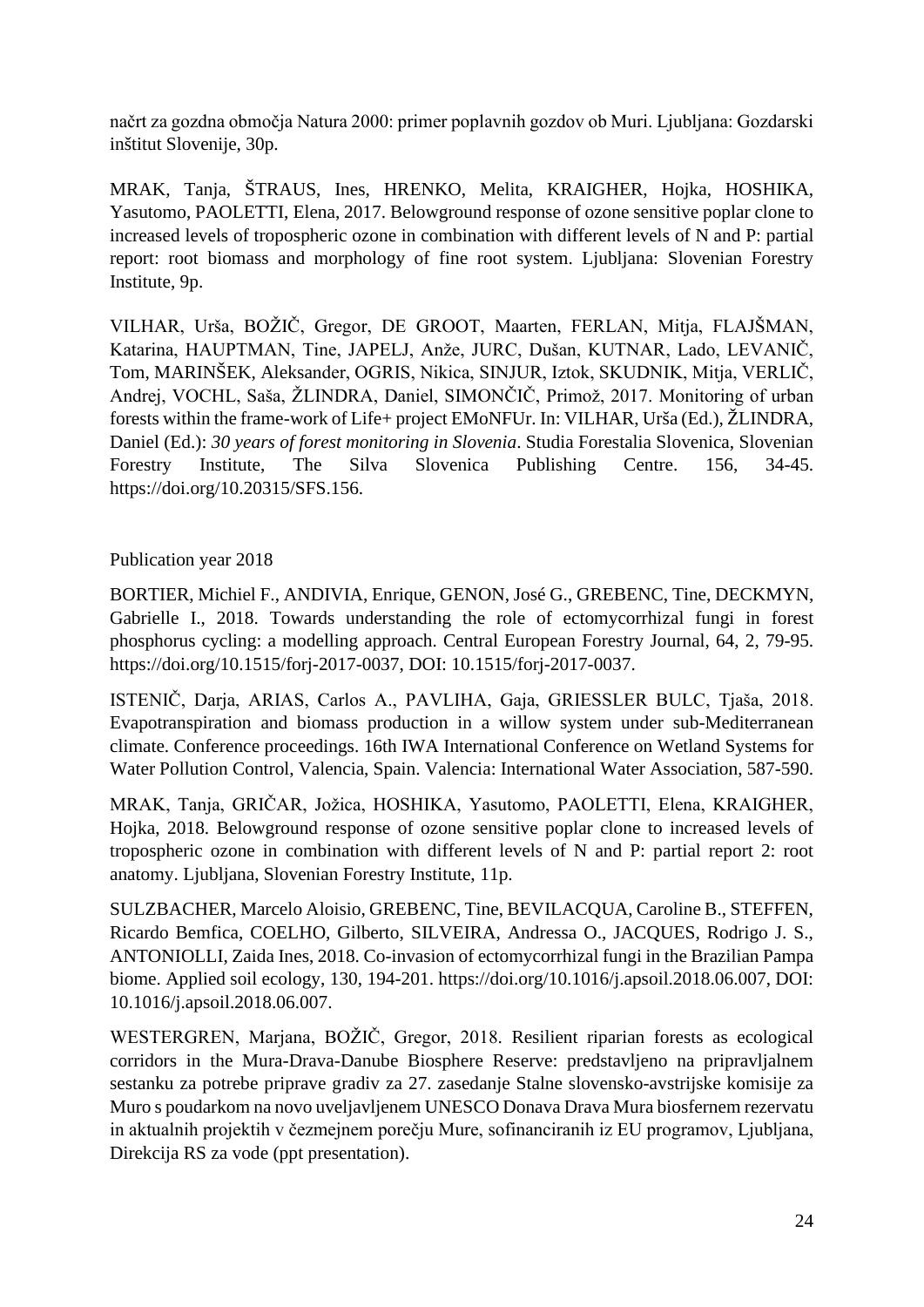načrt za gozdna območja Natura 2000: primer poplavnih gozdov ob Muri. Ljubljana: Gozdarski inštitut Slovenije, 30p.

MRAK, Tanja, ŠTRAUS, Ines, HRENKO, Melita, KRAIGHER, Hojka, HOSHIKA, Yasutomo, PAOLETTI, Elena, 2017. Belowground response of ozone sensitive poplar clone to increased levels of tropospheric ozone in combination with different levels of N and P: partial report: root biomass and morphology of fine root system. Ljubljana: Slovenian Forestry Institute, 9p.

VILHAR, Urša, BOŽIČ, Gregor, DE GROOT, Maarten, FERLAN, Mitja, FLAJŠMAN, Katarina, HAUPTMAN, Tine, JAPELJ, Anže, JURC, Dušan, KUTNAR, Lado, LEVANIČ, Tom, MARINŠEK, Aleksander, OGRIS, Nikica, SINJUR, Iztok, SKUDNIK, Mitja, VERLIČ, Andrej, VOCHL, Saša, ŽLINDRA, Daniel, SIMONČIČ, Primož, 2017. Monitoring of urban forests within the frame-work of Life+ project EMoNFUr. In: VILHAR, Urša (Ed.), ŽLINDRA, Daniel (Ed.): *30 years of forest monitoring in Slovenia*. Studia Forestalia Slovenica, Slovenian Forestry Institute, The Silva Slovenica Publishing Centre. 156, 34-45. https://doi.org/10.20315/SFS.156.

Publication year 2018

BORTIER, Michiel F., ANDIVIA, Enrique, GENON, José G., GREBENC, Tine, DECKMYN, Gabrielle I., 2018. Towards understanding the role of ectomycorrhizal fungi in forest phosphorus cycling: a modelling approach. Central European Forestry Journal, 64, 2, 79-95. https://doi.org/10.1515/forj-2017-0037, DOI: 10.1515/forj-2017-0037.

ISTENIČ, Darja, ARIAS, Carlos A., PAVLIHA, Gaja, GRIESSLER BULC, Tjaša, 2018. Evapotranspiration and biomass production in a willow system under sub-Mediterranean climate. Conference proceedings. 16th IWA International Conference on Wetland Systems for Water Pollution Control, Valencia, Spain. Valencia: International Water Association, 587-590.

MRAK, Tanja, GRIČAR, Jožica, HOSHIKA, Yasutomo, PAOLETTI, Elena, KRAIGHER, Hojka, 2018. Belowground response of ozone sensitive poplar clone to increased levels of tropospheric ozone in combination with different levels of N and P: partial report 2: root anatomy. Ljubljana, Slovenian Forestry Institute, 11p.

SULZBACHER, Marcelo Aloisio, GREBENC, Tine, BEVILACQUA, Caroline B., STEFFEN, Ricardo Bemfica, COELHO, Gilberto, SILVEIRA, Andressa O., JACQUES, Rodrigo J. S., ANTONIOLLI, Zaida Ines, 2018. Co-invasion of ectomycorrhizal fungi in the Brazilian Pampa biome. Applied soil ecology, 130, 194-201. https://doi.org/10.1016/j.apsoil.2018.06.007, DOI: 10.1016/j.apsoil.2018.06.007.

WESTERGREN, Marjana, BOŽIČ, Gregor, 2018. Resilient riparian forests as ecological corridors in the Mura-Drava-Danube Biosphere Reserve: predstavljeno na pripravljalnem sestanku za potrebe priprave gradiv za 27. zasedanje Stalne slovensko-avstrijske komisije za Muro s poudarkom na novo uveljavljenem UNESCO Donava Drava Mura biosfernem rezervatu in aktualnih projektih v čezmejnem porečju Mure, sofinanciranih iz EU programov, Ljubljana, Direkcija RS za vode (ppt presentation).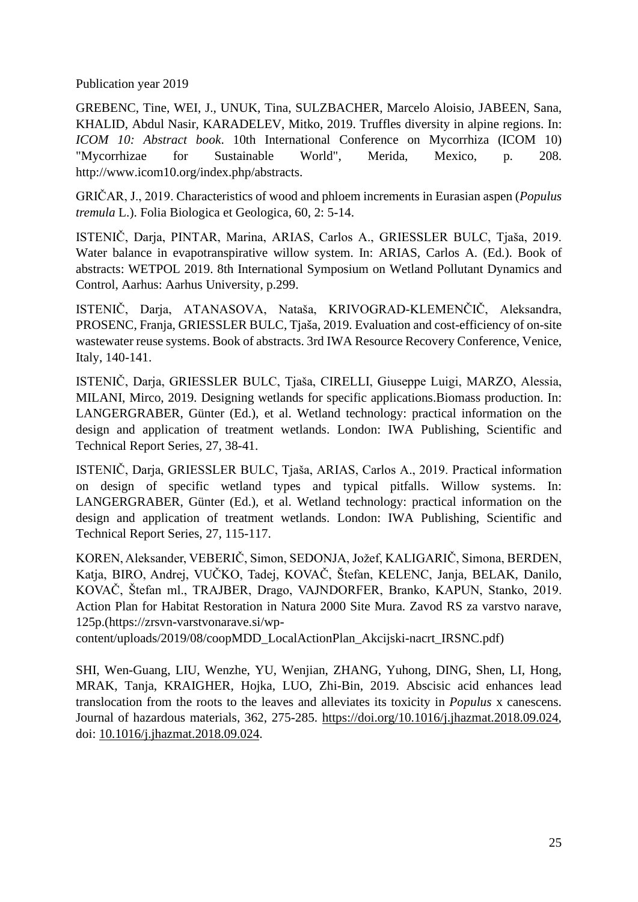Publication year 2019

GREBENC, Tine, WEI, J., UNUK, Tina, SULZBACHER, Marcelo Aloisio, JABEEN, Sana, KHALID, Abdul Nasir, KARADELEV, Mitko, 2019. Truffles diversity in alpine regions. In: *ICOM 10: Abstract book*. 10th International Conference on Mycorrhiza (ICOM 10) "Mycorrhizae for Sustainable World", Merida, Mexico, p. 208. http://www.icom10.org/index.php/abstracts.

GRIČAR, J., 2019. Characteristics of wood and phloem increments in Eurasian aspen (*Populus tremula* L.). Folia Biologica et Geologica, 60, 2: 5-14.

ISTENIČ, Darja, PINTAR, Marina, ARIAS, Carlos A., GRIESSLER BULC, Tjaša, 2019. Water balance in evapotranspirative willow system. In: ARIAS, Carlos A. (Ed.). Book of abstracts: WETPOL 2019. 8th International Symposium on Wetland Pollutant Dynamics and Control, Aarhus: Aarhus University, p.299.

ISTENIČ, Darja, ATANASOVA, Nataša, KRIVOGRAD-KLEMENČIČ, Aleksandra, PROSENC, Franja, GRIESSLER BULC, Tjaša, 2019. Evaluation and cost-efficiency of on-site wastewater reuse systems. Book of abstracts. 3rd IWA Resource Recovery Conference, Venice, Italy, 140-141.

ISTENIČ, Darja, GRIESSLER BULC, Tjaša, CIRELLI, Giuseppe Luigi, MARZO, Alessia, MILANI, Mirco, 2019. Designing wetlands for specific applications.Biomass production. In: LANGERGRABER, Günter (Ed.), et al. Wetland technology: practical information on the design and application of treatment wetlands. London: IWA Publishing, Scientific and Technical Report Series, 27, 38-41.

ISTENIČ, Darja, GRIESSLER BULC, Tjaša, ARIAS, Carlos A., 2019. Practical information on design of specific wetland types and typical pitfalls. Willow systems. In: LANGERGRABER, Günter (Ed.), et al. Wetland technology: practical information on the design and application of treatment wetlands. London: IWA Publishing, Scientific and Technical Report Series, 27, 115-117.

KOREN, Aleksander, VEBERIČ, Simon, SEDONJA, Jožef, KALIGARIČ, Simona, BERDEN, Katja, BIRO, Andrej, VUČKO, Tadej, KOVAČ, Štefan, KELENC, Janja, BELAK, Danilo, KOVAČ, Štefan ml., TRAJBER, Drago, VAJNDORFER, Branko, KAPUN, Stanko, 2019. Action Plan for Habitat Restoration in Natura 2000 Site Mura. Zavod RS za varstvo narave, 125p.(https://zrsvn-varstvonarave.si/wp-content/uploads/2019/08/coopMDD_LocalActionPlan_Akcijski-nacrt_IRSNC.pdf)

SHI, Wen-Guang, LIU, Wenzhe, YU, Wenjian, ZHANG, Yuhong, DING, Shen, LI, Hong, MRAK, Tanja, KRAIGHER, Hojka, LUO, Zhi-Bin, 2019. Abscisic acid enhances lead translocation from the roots to the leaves and alleviates its toxicity in *Populus* x canescens. Journal of hazardous materials, 362, 275-285. https://doi.org/10.1016/j.jhazmat.2018.09.024, doi: 10.1016/j.jhazmat.2018.09.024.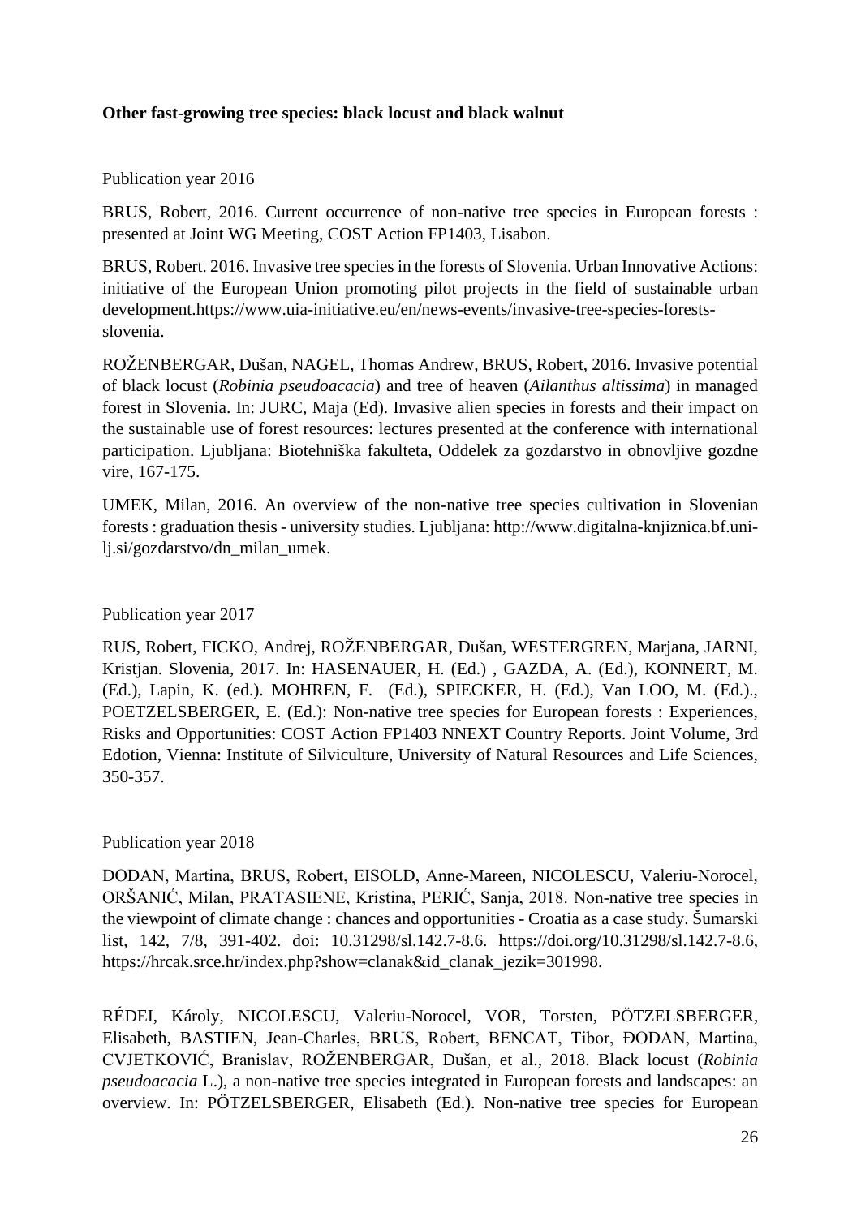**Other fast-growing tree species: black locust and black walnut**

Publication year 2016

BRUS, Robert, 2016. Current occurrence of non-native tree species in European forests : presented at Joint WG Meeting, COST Action FP1403, Lisabon.

BRUS, Robert. 2016. Invasive tree species in the forests of Slovenia. Urban Innovative Actions: initiative of the European Union promoting pilot projects in the field of sustainable urban development.https://www.uia-initiative.eu/en/news-events/invasive-tree-species-forests-slovenia.

ROŽENBERGAR, Dušan, NAGEL, Thomas Andrew, BRUS, Robert, 2016. Invasive potential of black locust (*Robinia pseudoacacia*) and tree of heaven (*Ailanthus altissima*) in managed forest in Slovenia. In: JURC, Maja (Ed). Invasive alien species in forests and their impact on the sustainable use of forest resources: lectures presented at the conference with international participation. Ljubljana: Biotehniška fakulteta, Oddelek za gozdarstvo in obnovljive gozdne vire, 167-175.

UMEK, Milan, 2016. An overview of the non-native tree species cultivation in Slovenian forests : graduation thesis - university studies. Ljubljana: http://www.digitalna-knjiznica.bf.uni-lj.si/gozdarstvo/dn_milan_umek.

Publication year 2017

RUS, Robert, FICKO, Andrej, ROŽENBERGAR, Dušan, WESTERGREN, Marjana, JARNI, Kristjan. Slovenia, 2017. In: HASENAUER, H. (Ed.) , GAZDA, A. (Ed.), KONNERT, M. (Ed.), Lapin, K. (ed.). MOHREN, F. (Ed.), SPIECKER, H. (Ed.), Van LOO, M. (Ed.)., POETZELSBERGER, E. (Ed.): Non-native tree species for European forests : Experiences, Risks and Opportunities: COST Action FP1403 NNEXT Country Reports. Joint Volume, 3rd Edotion, Vienna: Institute of Silviculture, University of Natural Resources and Life Sciences, 350-357.

Publication year 2018

ĐODAN, Martina, BRUS, Robert, EISOLD, Anne-Mareen, NICOLESCU, Valeriu-Norocel, ORŠANIĆ, Milan, PRATASIENE, Kristina, PERIĆ, Sanja, 2018. Non-native tree species in the viewpoint of climate change : chances and opportunities - Croatia as a case study. Šumarski list, 142, 7/8, 391-402. doi: 10.31298/sl.142.7-8.6. https://doi.org/10.31298/sl.142.7-8.6, https://hrcak.srce.hr/index.php?show=clanak&id_clanak_jezik=301998.

RÉDEI, Károly, NICOLESCU, Valeriu-Norocel, VOR, Torsten, PÖTZELSBERGER, Elisabeth, BASTIEN, Jean-Charles, BRUS, Robert, BENCAT, Tibor, ĐODAN, Martina, CVJETKOVIĆ, Branislav, ROŽENBERGAR, Dušan, et al., 2018. Black locust (*Robinia pseudoacacia* L.), a non-native tree species integrated in European forests and landscapes: an overview. In: PÖTZELSBERGER, Elisabeth (Ed.). Non-native tree species for European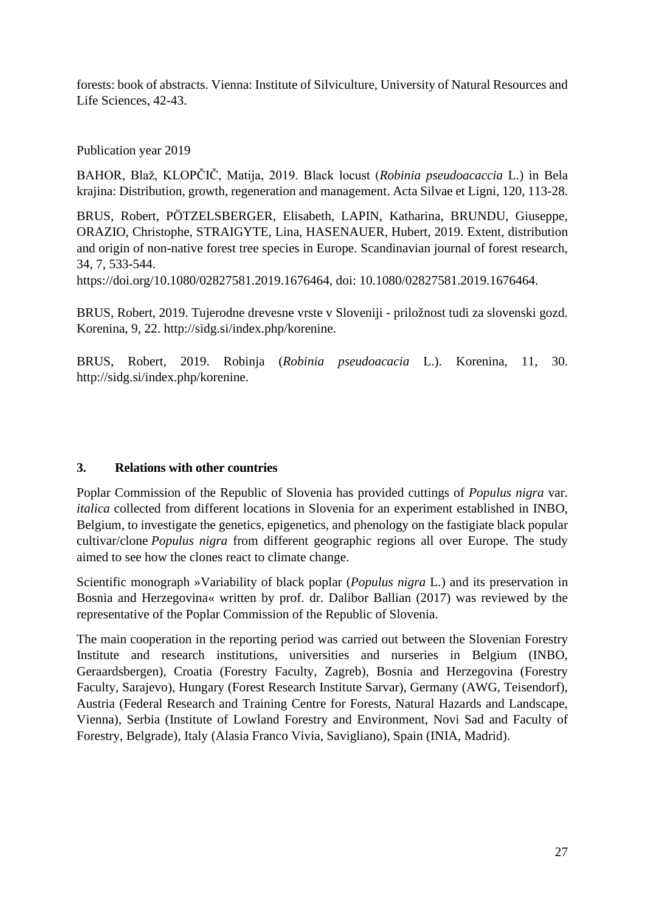forests: book of abstracts. Vienna: Institute of Silviculture, University of Natural Resources and Life Sciences, 42-43.

Publication year 2019

BAHOR, Blaž, KLOPČIČ, Matija, 2019. Black locust (*Robinia pseudoacaccia* L.) in Bela krajina: Distribution, growth, regeneration and management. Acta Silvae et Ligni, 120, 113-28.

BRUS, Robert, PÖTZELSBERGER, Elisabeth, LAPIN, Katharina, BRUNDU, Giuseppe, ORAZIO, Christophe, STRAIGYTE, Lina, HASENAUER, Hubert, 2019. Extent, distribution and origin of non-native forest tree species in Europe. Scandinavian journal of forest research, 34, 7, 533-544.
https://doi.org/10.1080/02827581.2019.1676464, doi: 10.1080/02827581.2019.1676464.

BRUS, Robert, 2019. Tujerodne drevesne vrste v Sloveniji - priložnost tudi za slovenski gozd. Korenina, 9, 22. http://sidg.si/index.php/korenine.

BRUS, Robert, 2019. Robinja (*Robinia pseudoacacia* L.). Korenina, 11, 30. http://sidg.si/index.php/korenine.

## 3. Relations with other countries

Poplar Commission of the Republic of Slovenia has provided cuttings of *Populus nigra* var. *italica* collected from different locations in Slovenia for an experiment established in INBO, Belgium, to investigate the genetics, epigenetics, and phenology on the fastigiate black popular cultivar/clone *Populus nigra* from different geographic regions all over Europe. The study aimed to see how the clones react to climate change.

Scientific monograph »Variability of black poplar (*Populus nigra* L.) and its preservation in Bosnia and Herzegovina« written by prof. dr. Dalibor Ballian (2017) was reviewed by the representative of the Poplar Commission of the Republic of Slovenia.

The main cooperation in the reporting period was carried out between the Slovenian Forestry Institute and research institutions, universities and nurseries in Belgium (INBO, Geraardsbergen), Croatia (Forestry Faculty, Zagreb), Bosnia and Herzegovina (Forestry Faculty, Sarajevo), Hungary (Forest Research Institute Sarvar), Germany (AWG, Teisendorf), Austria (Federal Research and Training Centre for Forests, Natural Hazards and Landscape, Vienna), Serbia (Institute of Lowland Forestry and Environment, Novi Sad and Faculty of Forestry, Belgrade), Italy (Alasia Franco Vivia, Savigliano), Spain (INIA, Madrid).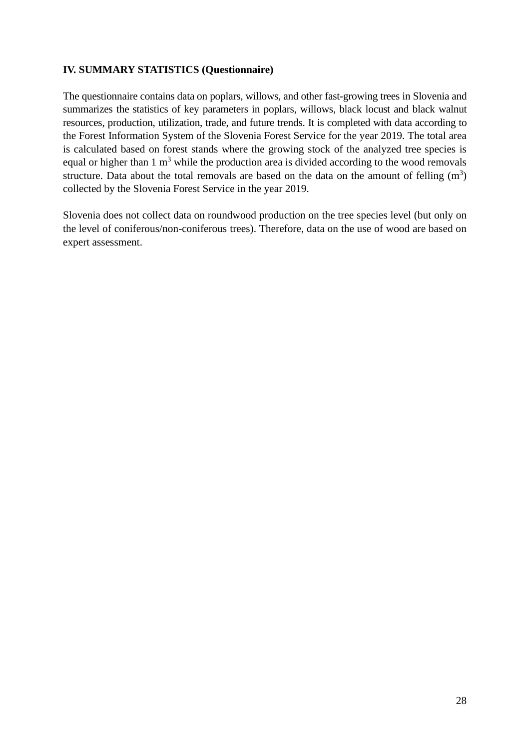**IV. SUMMARY STATISTICS (Questionnaire)**

The questionnaire contains data on poplars, willows, and other fast-growing trees in Slovenia and summarizes the statistics of key parameters in poplars, willows, black locust and black walnut resources, production, utilization, trade, and future trends. It is completed with data according to the Forest Information System of the Slovenia Forest Service for the year 2019. The total area is calculated based on forest stands where the growing stock of the analyzed tree species is equal or higher than 1 $m^3$ while the production area is divided according to the wood removals structure. Data about the total removals are based on the data on the amount of felling ($m^3$) collected by the Slovenia Forest Service in the year 2019.

Slovenia does not collect data on roundwood production on the tree species level (but only on the level of coniferous/non-coniferous trees). Therefore, data on the use of wood are based on expert assessment.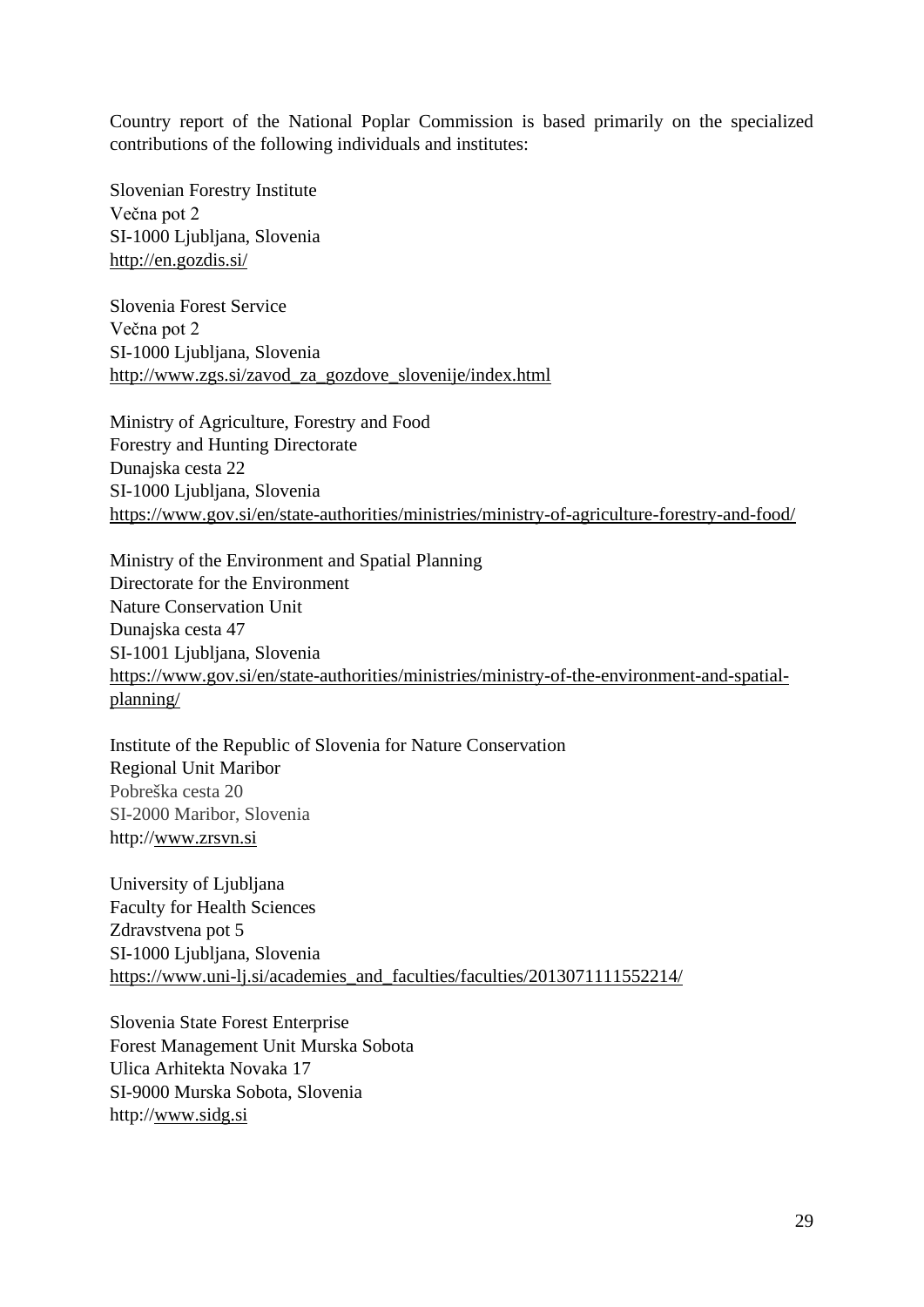Country report of the National Poplar Commission is based primarily on the specialized contributions of the following individuals and institutes:

Slovenian Forestry Institute
Večna pot 2
SI-1000 Ljubljana, Slovenia
http://en.gozdis.si/

Slovenia Forest Service
Večna pot 2
SI-1000 Ljubljana, Slovenia
http://www.zgs.si/zavod_za_gozdove_slovenije/index.html

Ministry of Agriculture, Forestry and Food
Forestry and Hunting Directorate
Dunajska cesta 22
SI-1000 Ljubljana, Slovenia
https://www.gov.si/en/state-authorities/ministries/ministry-of-agriculture-forestry-and-food/

Ministry of the Environment and Spatial Planning
Directorate for the Environment
Nature Conservation Unit
Dunajska cesta 47
SI-1001 Ljubljana, Slovenia
https://www.gov.si/en/state-authorities/ministries/ministry-of-the-environment-and-spatial-planning/

Institute of the Republic of Slovenia for Nature Conservation
Regional Unit Maribor
Pobreška cesta 20
SI-2000 Maribor, Slovenia
http://www.zrsvn.si

University of Ljubljana
Faculty for Health Sciences
Zdravstvena pot 5
SI-1000 Ljubljana, Slovenia
https://www.uni-lj.si/academies_and_faculties/faculties/2013071111552214/

Slovenia State Forest Enterprise
Forest Management Unit Murska Sobota
Ulica Arhitekta Novaka 17
SI-9000 Murska Sobota, Slovenia
http://www.sidg.si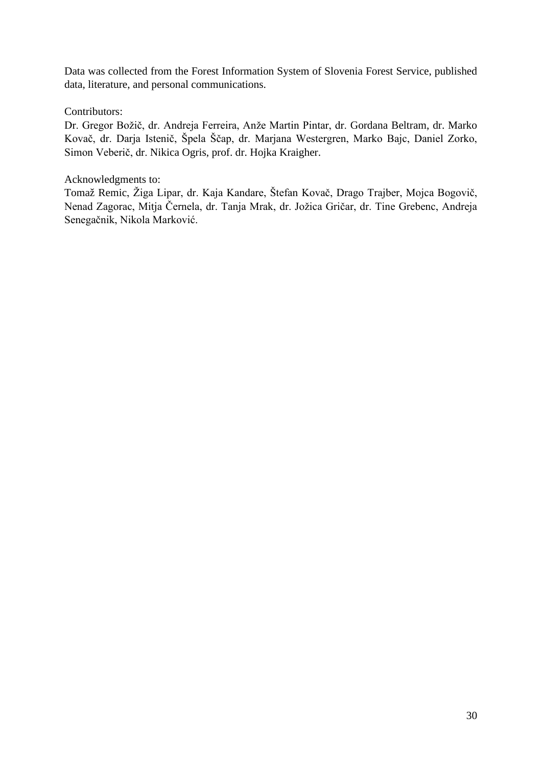Data was collected from the Forest Information System of Slovenia Forest Service, published data, literature, and personal communications.

Contributors:
Dr. Gregor Božič, dr. Andreja Ferreira, Anže Martin Pintar, dr. Gordana Beltram, dr. Marko Kovač, dr. Darja Istenič, Špela Ščap, dr. Marjana Westergren, Marko Bajc, Daniel Zorko, Simon Veberič, dr. Nikica Ogris, prof. dr. Hojka Kraigher.

Acknowledgments to:
Tomaž Remic, Žiga Lipar, dr. Kaja Kandare, Štefan Kovač, Drago Trajber, Mojca Bogovič, Nenad Zagorac, Mitja Černela, dr. Tanja Mrak, dr. Jožica Gričar, dr. Tine Grebenc, Andreja Senegačnik, Nikola Marković.